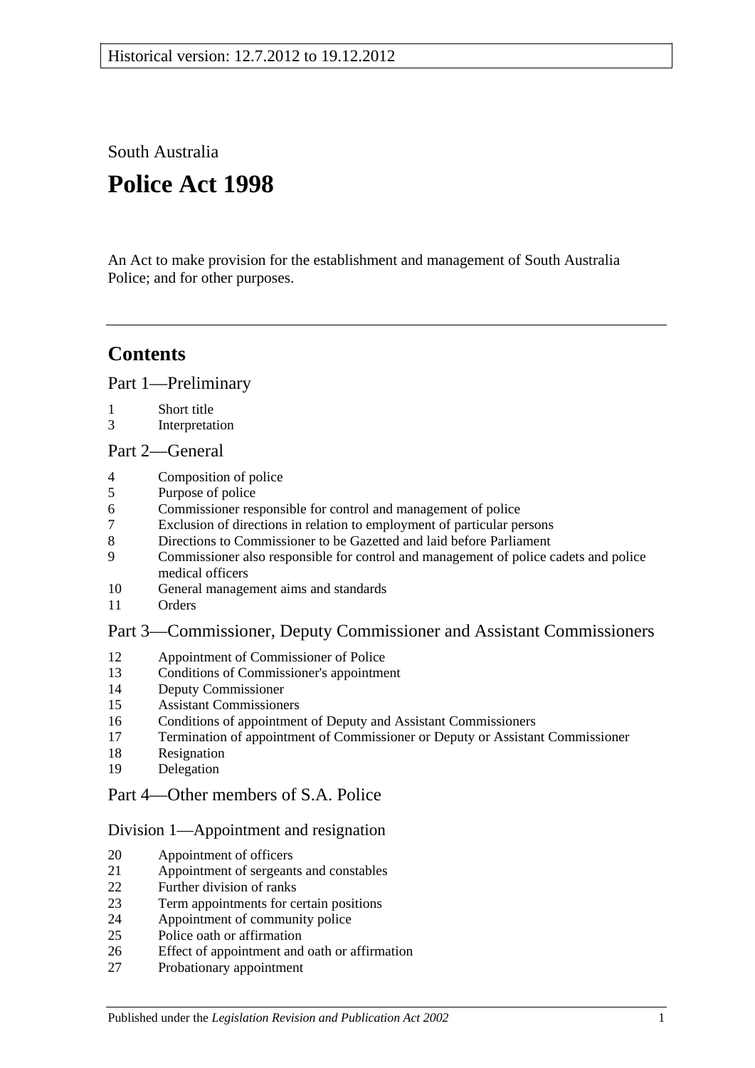Historical version: 12.7.2012 to 19.12.2012

South Australia

# Police Act 1998

An Act to make provision for the establishment and management of South Australia Police; and for other purposes.

## Contents

Part 1—Preliminary

1 Short title
3 Interpretation

Part 2—General

4 Composition of police
5 Purpose of police
6 Commissioner responsible for control and management of police
7 Exclusion of directions in relation to employment of particular persons
8 Directions to Commissioner to be Gazetted and laid before Parliament
9 Commissioner also responsible for control and management of police cadets and police medical officers
10 General management aims and standards
11 Orders

Part 3—Commissioner, Deputy Commissioner and Assistant Commissioners

12 Appointment of Commissioner of Police
13 Conditions of Commissioner's appointment
14 Deputy Commissioner
15 Assistant Commissioners
16 Conditions of appointment of Deputy and Assistant Commissioners
17 Termination of appointment of Commissioner or Deputy or Assistant Commissioner
18 Resignation
19 Delegation

Part 4—Other members of S.A. Police

Division 1—Appointment and resignation

20 Appointment of officers
21 Appointment of sergeants and constables
22 Further division of ranks
23 Term appointments for certain positions
24 Appointment of community police
25 Police oath or affirmation
26 Effect of appointment and oath or affirmation
27 Probationary appointment

Published under the *Legislation Revision and Publication Act 2002*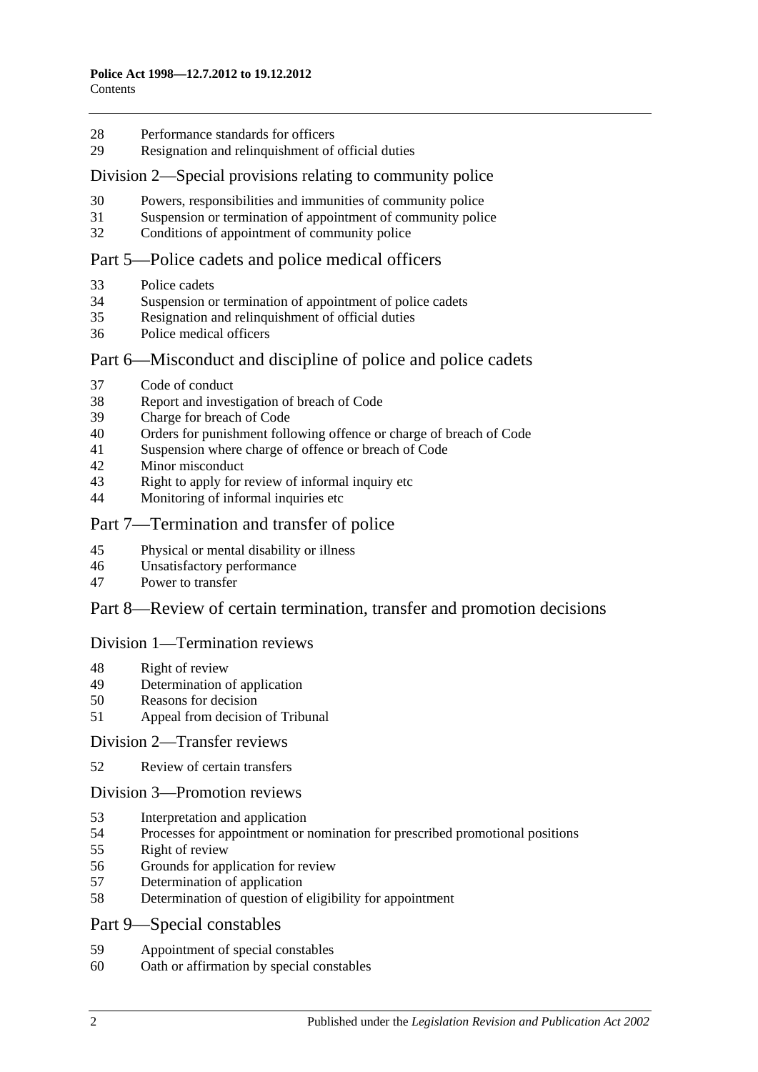28 Performance standards for officers
29 Resignation and relinquishment of official duties

## Division 2—Special provisions relating to community police

30 Powers, responsibilities and immunities of community police
31 Suspension or termination of appointment of community police
32 Conditions of appointment of community police

## Part 5—Police cadets and police medical officers

33 Police cadets
34 Suspension or termination of appointment of police cadets
35 Resignation and relinquishment of official duties
36 Police medical officers

## Part 6—Misconduct and discipline of police and police cadets

37 Code of conduct
38 Report and investigation of breach of Code
39 Charge for breach of Code
40 Orders for punishment following offence or charge of breach of Code
41 Suspension where charge of offence or breach of Code
42 Minor misconduct
43 Right to apply for review of informal inquiry etc
44 Monitoring of informal inquiries etc

## Part 7—Termination and transfer of police

45 Physical or mental disability or illness
46 Unsatisfactory performance
47 Power to transfer

## Part 8—Review of certain termination, transfer and promotion decisions

### Division 1—Termination reviews

48 Right of review
49 Determination of application
50 Reasons for decision
51 Appeal from decision of Tribunal

### Division 2—Transfer reviews

52 Review of certain transfers

### Division 3—Promotion reviews

53 Interpretation and application
54 Processes for appointment or nomination for prescribed promotional positions
55 Right of review
56 Grounds for application for review
57 Determination of application
58 Determination of question of eligibility for appointment

## Part 9—Special constables

59 Appointment of special constables
60 Oath or affirmation by special constables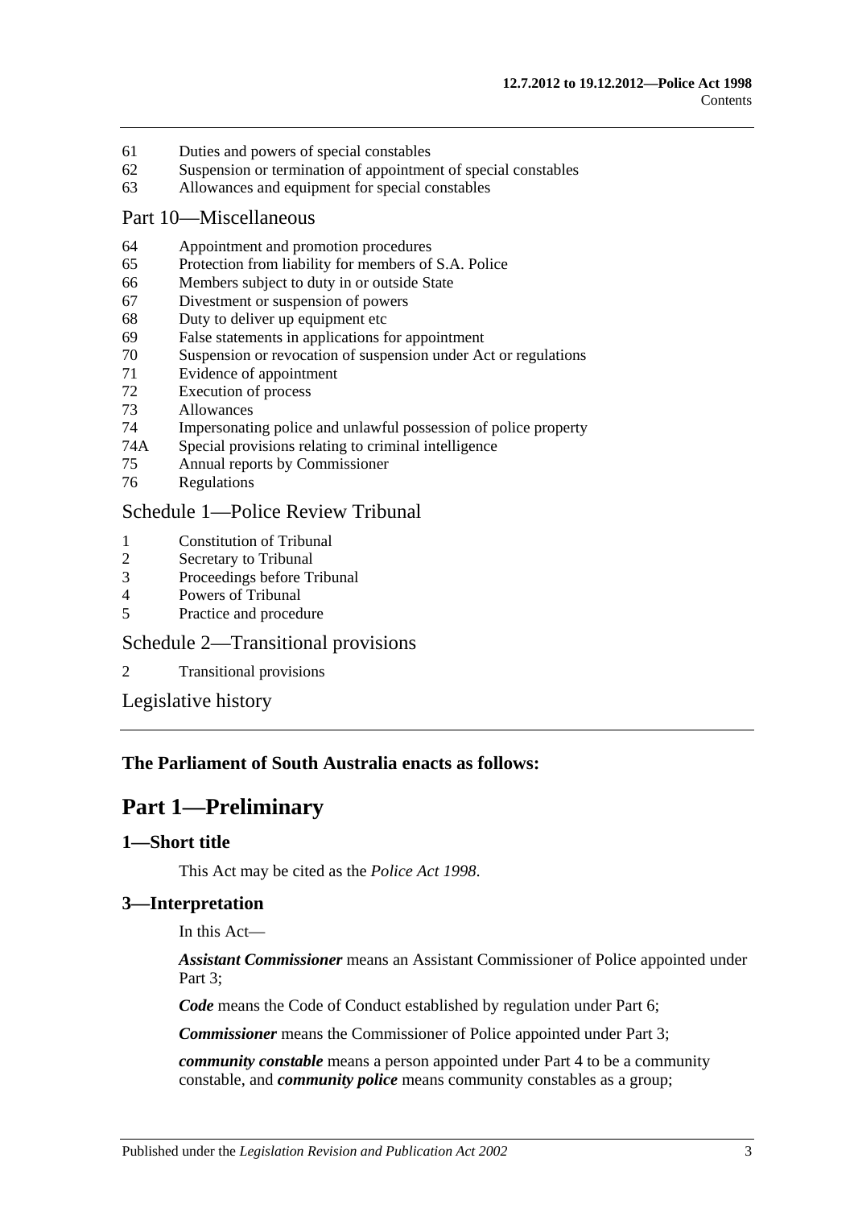61 Duties and powers of special constables
62 Suspension or termination of appointment of special constables
63 Allowances and equipment for special constables

Part 10—Miscellaneous

64 Appointment and promotion procedures
65 Protection from liability for members of S.A. Police
66 Members subject to duty in or outside State
67 Divestment or suspension of powers
68 Duty to deliver up equipment etc
69 False statements in applications for appointment
70 Suspension or revocation of suspension under Act or regulations
71 Evidence of appointment
72 Execution of process
73 Allowances
74 Impersonating police and unlawful possession of police property
74A Special provisions relating to criminal intelligence
75 Annual reports by Commissioner
76 Regulations

Schedule 1—Police Review Tribunal

1 Constitution of Tribunal
2 Secretary to Tribunal
3 Proceedings before Tribunal
4 Powers of Tribunal
5 Practice and procedure

Schedule 2—Transitional provisions

2 Transitional provisions

Legislative history

**The Parliament of South Australia enacts as follows:**

# Part 1—Preliminary

## 1—Short title

This Act may be cited as the *Police Act 1998*.

## 3—Interpretation

In this Act—

***Assistant Commissioner*** means an Assistant Commissioner of Police appointed under Part 3;

***Code*** means the Code of Conduct established by regulation under Part 6;

***Commissioner*** means the Commissioner of Police appointed under Part 3;

***community constable*** means a person appointed under Part 4 to be a community constable, and ***community police*** means community constables as a group;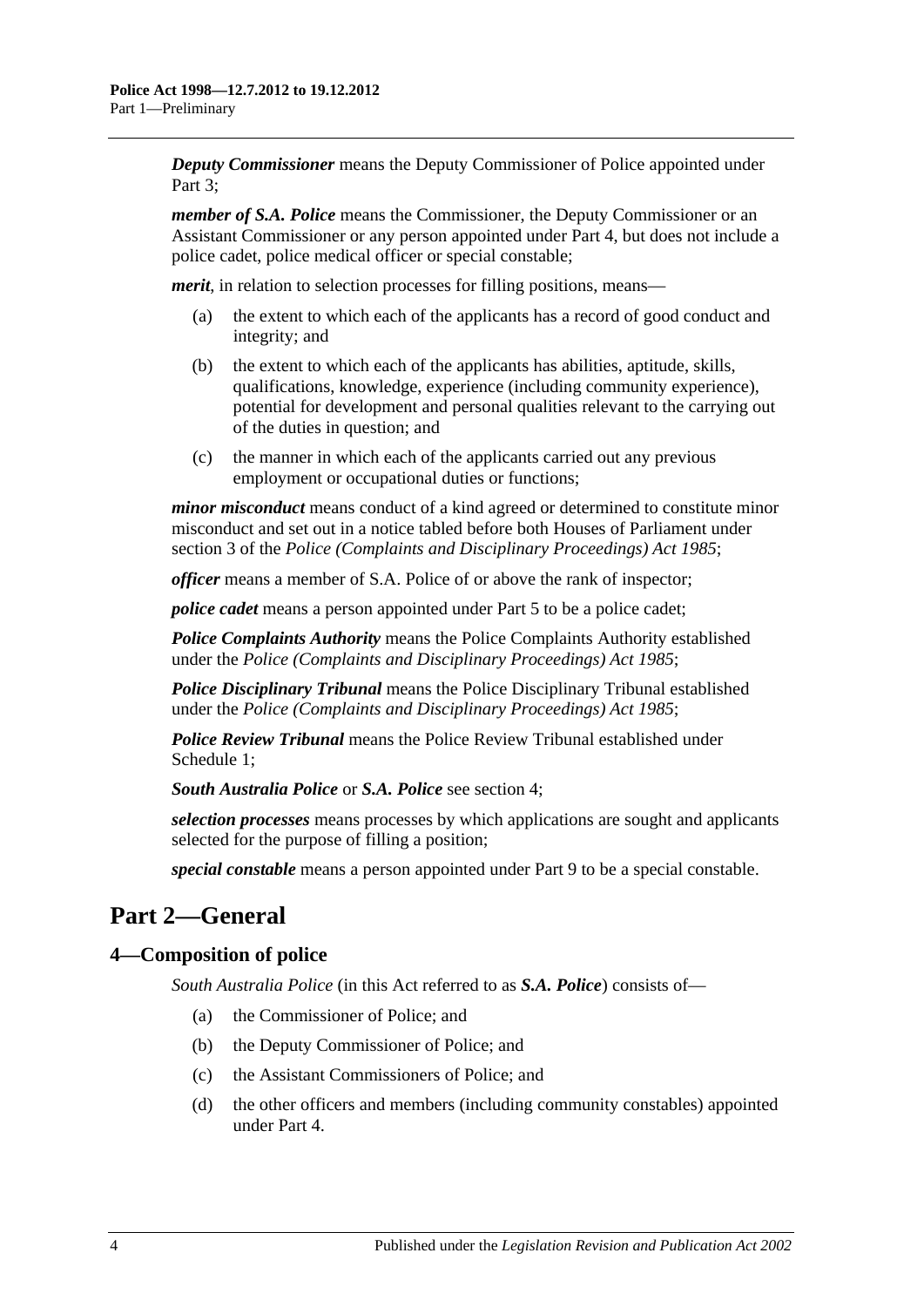***Deputy Commissioner*** means the Deputy Commissioner of Police appointed under Part 3;

***member of S.A. Police*** means the Commissioner, the Deputy Commissioner or an Assistant Commissioner or any person appointed under Part 4, but does not include a police cadet, police medical officer or special constable;

***merit***, in relation to selection processes for filling positions, means—

(a) the extent to which each of the applicants has a record of good conduct and integrity; and

(b) the extent to which each of the applicants has abilities, aptitude, skills, qualifications, knowledge, experience (including community experience), potential for development and personal qualities relevant to the carrying out of the duties in question; and

(c) the manner in which each of the applicants carried out any previous employment or occupational duties or functions;

***minor misconduct*** means conduct of a kind agreed or determined to constitute minor misconduct and set out in a notice tabled before both Houses of Parliament under section 3 of the *Police (Complaints and Disciplinary Proceedings) Act 1985*;

***officer*** means a member of S.A. Police of or above the rank of inspector;

***police cadet*** means a person appointed under Part 5 to be a police cadet;

***Police Complaints Authority*** means the Police Complaints Authority established under the *Police (Complaints and Disciplinary Proceedings) Act 1985*;

***Police Disciplinary Tribunal*** means the Police Disciplinary Tribunal established under the *Police (Complaints and Disciplinary Proceedings) Act 1985*;

***Police Review Tribunal*** means the Police Review Tribunal established under Schedule 1;

***South Australia Police*** or ***S.A. Police*** see section 4;

***selection processes*** means processes by which applications are sought and applicants selected for the purpose of filling a position;

***special constable*** means a person appointed under Part 9 to be a special constable.

# Part 2—General

## 4—Composition of police

*South Australia Police* (in this Act referred to as ***S.A. Police***) consists of—

(a) the Commissioner of Police; and

(b) the Deputy Commissioner of Police; and

(c) the Assistant Commissioners of Police; and

(d) the other officers and members (including community constables) appointed under Part 4.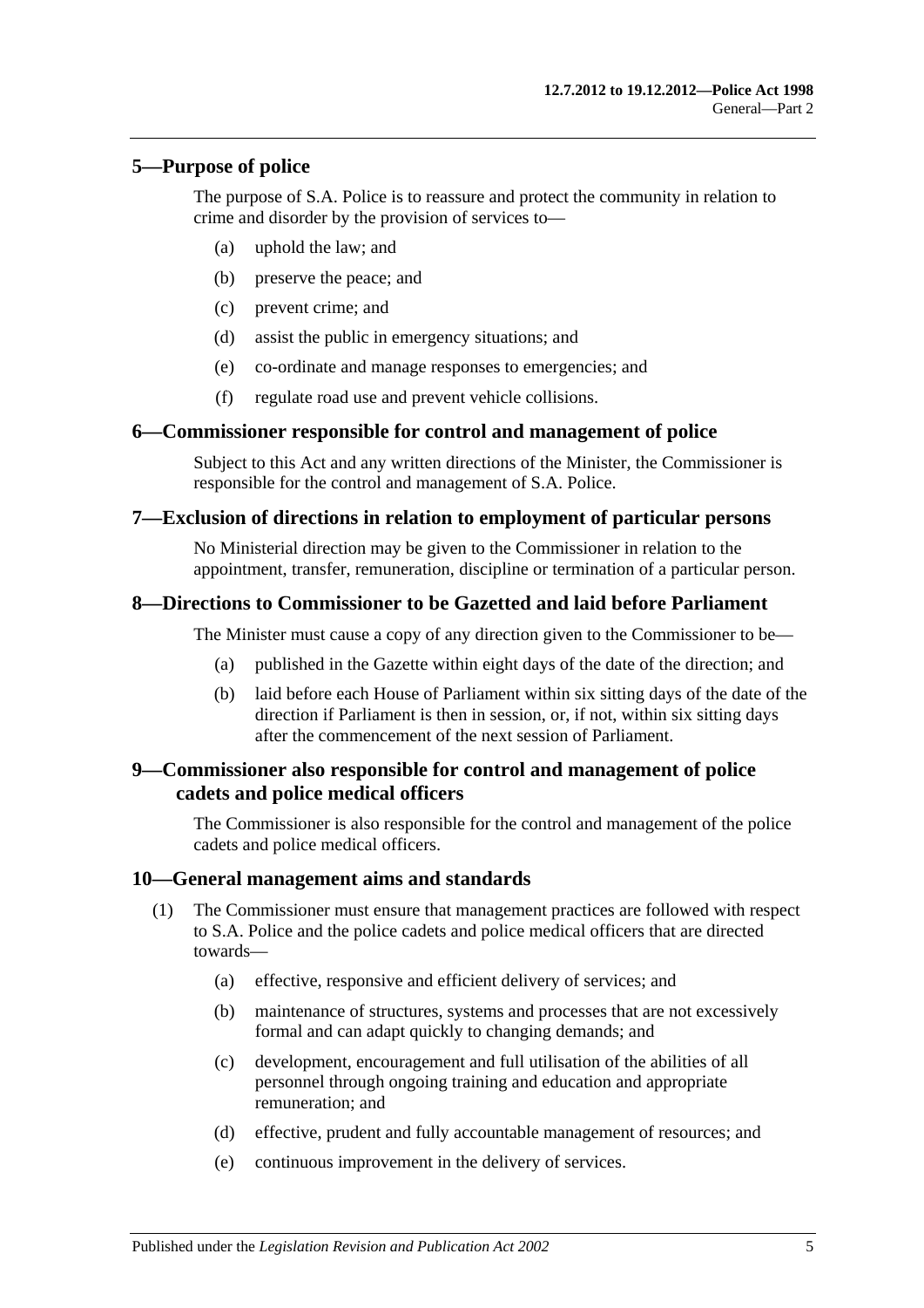## 5—Purpose of police

The purpose of S.A. Police is to reassure and protect the community in relation to crime and disorder by the provision of services to—

(a) uphold the law; and

(b) preserve the peace; and

(c) prevent crime; and

(d) assist the public in emergency situations; and

(e) co-ordinate and manage responses to emergencies; and

(f) regulate road use and prevent vehicle collisions.

## 6—Commissioner responsible for control and management of police

Subject to this Act and any written directions of the Minister, the Commissioner is responsible for the control and management of S.A. Police.

## 7—Exclusion of directions in relation to employment of particular persons

No Ministerial direction may be given to the Commissioner in relation to the appointment, transfer, remuneration, discipline or termination of a particular person.

## 8—Directions to Commissioner to be Gazetted and laid before Parliament

The Minister must cause a copy of any direction given to the Commissioner to be—

(a) published in the Gazette within eight days of the date of the direction; and

(b) laid before each House of Parliament within six sitting days of the date of the direction if Parliament is then in session, or, if not, within six sitting days after the commencement of the next session of Parliament.

## 9—Commissioner also responsible for control and management of police cadets and police medical officers

The Commissioner is also responsible for the control and management of the police cadets and police medical officers.

## 10—General management aims and standards

(1) The Commissioner must ensure that management practices are followed with respect to S.A. Police and the police cadets and police medical officers that are directed towards—

(a) effective, responsive and efficient delivery of services; and

(b) maintenance of structures, systems and processes that are not excessively formal and can adapt quickly to changing demands; and

(c) development, encouragement and full utilisation of the abilities of all personnel through ongoing training and education and appropriate remuneration; and

(d) effective, prudent and fully accountable management of resources; and

(e) continuous improvement in the delivery of services.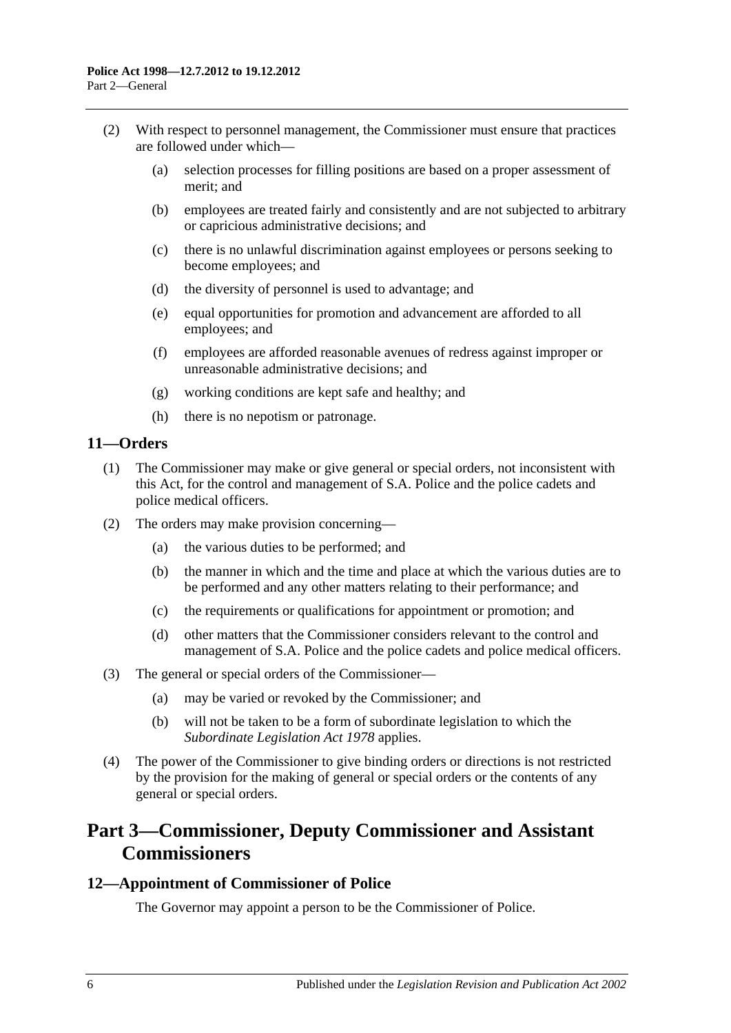(2) With respect to personnel management, the Commissioner must ensure that practices are followed under which—

(a) selection processes for filling positions are based on a proper assessment of merit; and

(b) employees are treated fairly and consistently and are not subjected to arbitrary or capricious administrative decisions; and

(c) there is no unlawful discrimination against employees or persons seeking to become employees; and

(d) the diversity of personnel is used to advantage; and

(e) equal opportunities for promotion and advancement are afforded to all employees; and

(f) employees are afforded reasonable avenues of redress against improper or unreasonable administrative decisions; and

(g) working conditions are kept safe and healthy; and

(h) there is no nepotism or patronage.

## 11—Orders

(1) The Commissioner may make or give general or special orders, not inconsistent with this Act, for the control and management of S.A. Police and the police cadets and police medical officers.

(2) The orders may make provision concerning—

(a) the various duties to be performed; and

(b) the manner in which and the time and place at which the various duties are to be performed and any other matters relating to their performance; and

(c) the requirements or qualifications for appointment or promotion; and

(d) other matters that the Commissioner considers relevant to the control and management of S.A. Police and the police cadets and police medical officers.

(3) The general or special orders of the Commissioner—

(a) may be varied or revoked by the Commissioner; and

(b) will not be taken to be a form of subordinate legislation to which the *Subordinate Legislation Act 1978* applies.

(4) The power of the Commissioner to give binding orders or directions is not restricted by the provision for the making of general or special orders or the contents of any general or special orders.

# Part 3—Commissioner, Deputy Commissioner and Assistant Commissioners

## 12—Appointment of Commissioner of Police

The Governor may appoint a person to be the Commissioner of Police.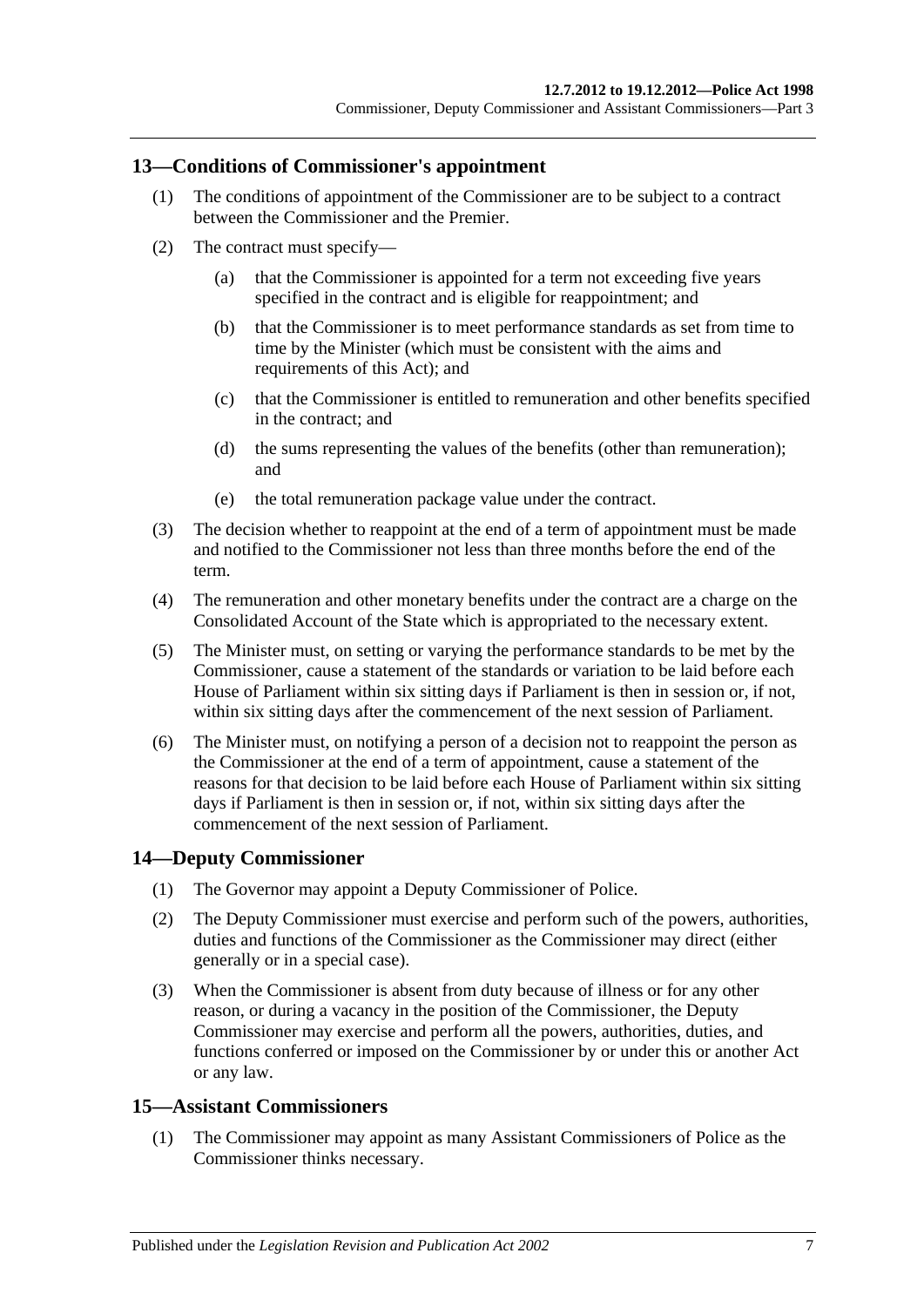## 13—Conditions of Commissioner's appointment

(1) The conditions of appointment of the Commissioner are to be subject to a contract between the Commissioner and the Premier.

(2) The contract must specify—

- (a) that the Commissioner is appointed for a term not exceeding five years specified in the contract and is eligible for reappointment; and
- (b) that the Commissioner is to meet performance standards as set from time to time by the Minister (which must be consistent with the aims and requirements of this Act); and
- (c) that the Commissioner is entitled to remuneration and other benefits specified in the contract; and
- (d) the sums representing the values of the benefits (other than remuneration); and
- (e) the total remuneration package value under the contract.

(3) The decision whether to reappoint at the end of a term of appointment must be made and notified to the Commissioner not less than three months before the end of the term.

(4) The remuneration and other monetary benefits under the contract are a charge on the Consolidated Account of the State which is appropriated to the necessary extent.

(5) The Minister must, on setting or varying the performance standards to be met by the Commissioner, cause a statement of the standards or variation to be laid before each House of Parliament within six sitting days if Parliament is then in session or, if not, within six sitting days after the commencement of the next session of Parliament.

(6) The Minister must, on notifying a person of a decision not to reappoint the person as the Commissioner at the end of a term of appointment, cause a statement of the reasons for that decision to be laid before each House of Parliament within six sitting days if Parliament is then in session or, if not, within six sitting days after the commencement of the next session of Parliament.

## 14—Deputy Commissioner

(1) The Governor may appoint a Deputy Commissioner of Police.

(2) The Deputy Commissioner must exercise and perform such of the powers, authorities, duties and functions of the Commissioner as the Commissioner may direct (either generally or in a special case).

(3) When the Commissioner is absent from duty because of illness or for any other reason, or during a vacancy in the position of the Commissioner, the Deputy Commissioner may exercise and perform all the powers, authorities, duties, and functions conferred or imposed on the Commissioner by or under this or another Act or any law.

## 15—Assistant Commissioners

(1) The Commissioner may appoint as many Assistant Commissioners of Police as the Commissioner thinks necessary.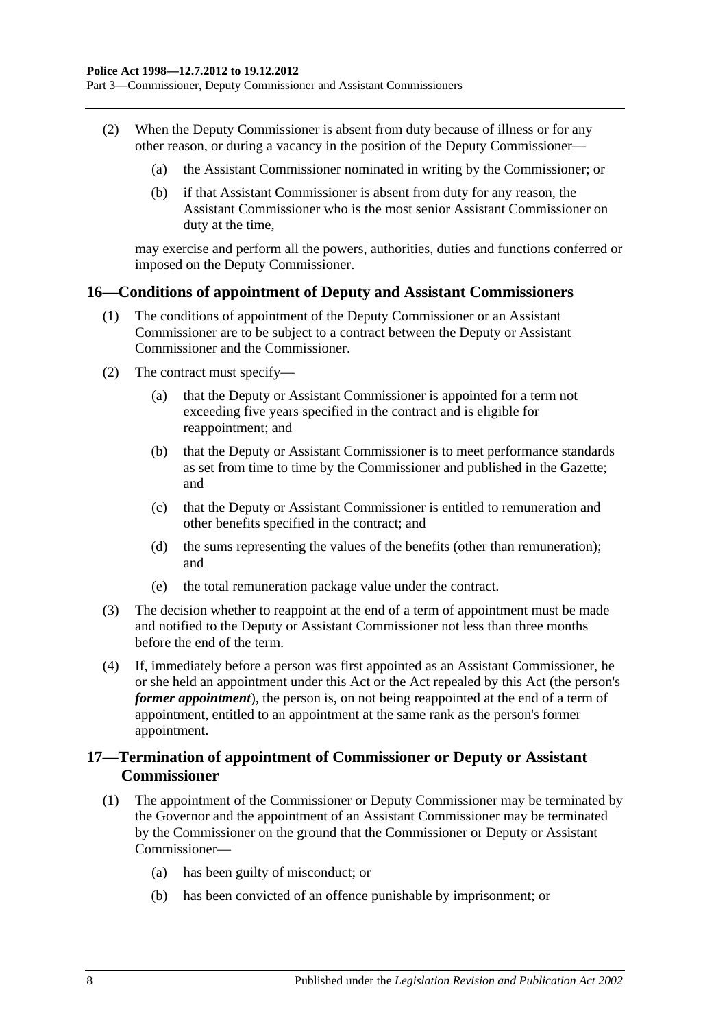(2) When the Deputy Commissioner is absent from duty because of illness or for any other reason, or during a vacancy in the position of the Deputy Commissioner—

(a) the Assistant Commissioner nominated in writing by the Commissioner; or

(b) if that Assistant Commissioner is absent from duty for any reason, the Assistant Commissioner who is the most senior Assistant Commissioner on duty at the time,

may exercise and perform all the powers, authorities, duties and functions conferred or imposed on the Deputy Commissioner.

## 16—Conditions of appointment of Deputy and Assistant Commissioners

(1) The conditions of appointment of the Deputy Commissioner or an Assistant Commissioner are to be subject to a contract between the Deputy or Assistant Commissioner and the Commissioner.

(2) The contract must specify—

(a) that the Deputy or Assistant Commissioner is appointed for a term not exceeding five years specified in the contract and is eligible for reappointment; and

(b) that the Deputy or Assistant Commissioner is to meet performance standards as set from time to time by the Commissioner and published in the Gazette; and

(c) that the Deputy or Assistant Commissioner is entitled to remuneration and other benefits specified in the contract; and

(d) the sums representing the values of the benefits (other than remuneration); and

(e) the total remuneration package value under the contract.

(3) The decision whether to reappoint at the end of a term of appointment must be made and notified to the Deputy or Assistant Commissioner not less than three months before the end of the term.

(4) If, immediately before a person was first appointed as an Assistant Commissioner, he or she held an appointment under this Act or the Act repealed by this Act (the person's ***former appointment***), the person is, on not being reappointed at the end of a term of appointment, entitled to an appointment at the same rank as the person's former appointment.

## 17—Termination of appointment of Commissioner or Deputy or Assistant Commissioner

(1) The appointment of the Commissioner or Deputy Commissioner may be terminated by the Governor and the appointment of an Assistant Commissioner may be terminated by the Commissioner on the ground that the Commissioner or Deputy or Assistant Commissioner—

(a) has been guilty of misconduct; or

(b) has been convicted of an offence punishable by imprisonment; or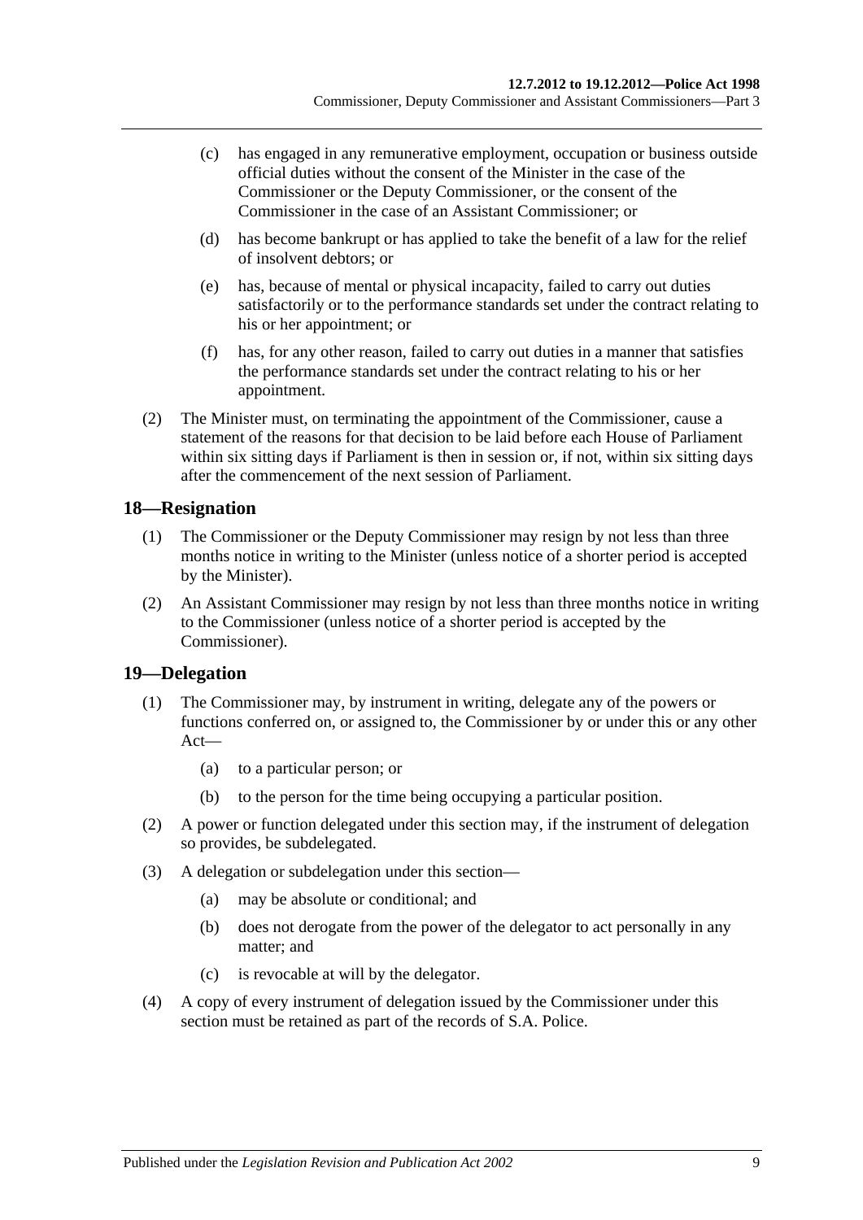(c) has engaged in any remunerative employment, occupation or business outside official duties without the consent of the Minister in the case of the Commissioner or the Deputy Commissioner, or the consent of the Commissioner in the case of an Assistant Commissioner; or

(d) has become bankrupt or has applied to take the benefit of a law for the relief of insolvent debtors; or

(e) has, because of mental or physical incapacity, failed to carry out duties satisfactorily or to the performance standards set under the contract relating to his or her appointment; or

(f) has, for any other reason, failed to carry out duties in a manner that satisfies the performance standards set under the contract relating to his or her appointment.

(2) The Minister must, on terminating the appointment of the Commissioner, cause a statement of the reasons for that decision to be laid before each House of Parliament within six sitting days if Parliament is then in session or, if not, within six sitting days after the commencement of the next session of Parliament.

## 18—Resignation

(1) The Commissioner or the Deputy Commissioner may resign by not less than three months notice in writing to the Minister (unless notice of a shorter period is accepted by the Minister).

(2) An Assistant Commissioner may resign by not less than three months notice in writing to the Commissioner (unless notice of a shorter period is accepted by the Commissioner).

## 19—Delegation

(1) The Commissioner may, by instrument in writing, delegate any of the powers or functions conferred on, or assigned to, the Commissioner by or under this or any other Act—

(a) to a particular person; or

(b) to the person for the time being occupying a particular position.

(2) A power or function delegated under this section may, if the instrument of delegation so provides, be subdelegated.

(3) A delegation or subdelegation under this section—

(a) may be absolute or conditional; and

(b) does not derogate from the power of the delegator to act personally in any matter; and

(c) is revocable at will by the delegator.

(4) A copy of every instrument of delegation issued by the Commissioner under this section must be retained as part of the records of S.A. Police.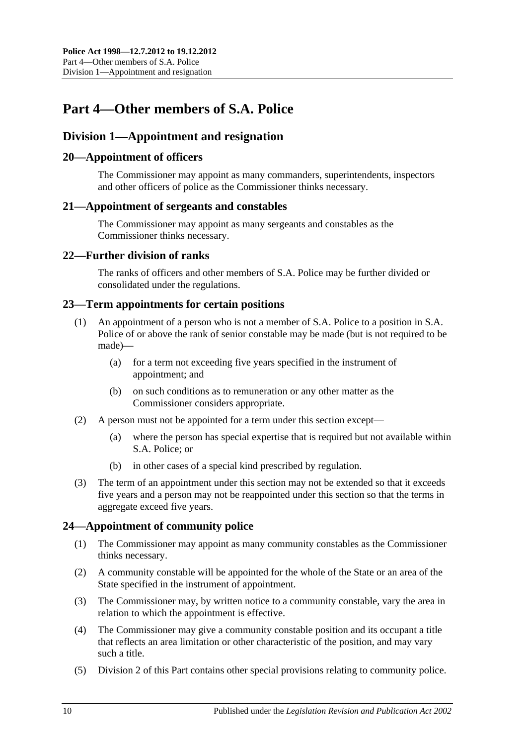# Part 4—Other members of S.A. Police

## Division 1—Appointment and resignation

### 20—Appointment of officers

The Commissioner may appoint as many commanders, superintendents, inspectors and other officers of police as the Commissioner thinks necessary.

### 21—Appointment of sergeants and constables

The Commissioner may appoint as many sergeants and constables as the Commissioner thinks necessary.

### 22—Further division of ranks

The ranks of officers and other members of S.A. Police may be further divided or consolidated under the regulations.

### 23—Term appointments for certain positions

(1) An appointment of a person who is not a member of S.A. Police to a position in S.A. Police of or above the rank of senior constable may be made (but is not required to be made)—

(a) for a term not exceeding five years specified in the instrument of appointment; and

(b) on such conditions as to remuneration or any other matter as the Commissioner considers appropriate.

(2) A person must not be appointed for a term under this section except—

(a) where the person has special expertise that is required but not available within S.A. Police; or

(b) in other cases of a special kind prescribed by regulation.

(3) The term of an appointment under this section may not be extended so that it exceeds five years and a person may not be reappointed under this section so that the terms in aggregate exceed five years.

### 24—Appointment of community police

(1) The Commissioner may appoint as many community constables as the Commissioner thinks necessary.

(2) A community constable will be appointed for the whole of the State or an area of the State specified in the instrument of appointment.

(3) The Commissioner may, by written notice to a community constable, vary the area in relation to which the appointment is effective.

(4) The Commissioner may give a community constable position and its occupant a title that reflects an area limitation or other characteristic of the position, and may vary such a title.

(5) Division 2 of this Part contains other special provisions relating to community police.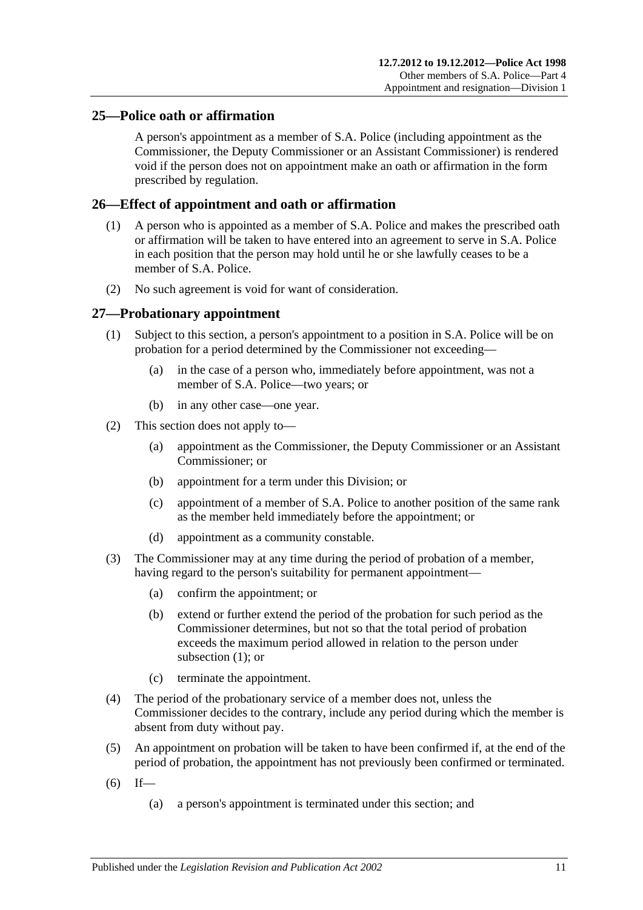## 25—Police oath or affirmation

A person's appointment as a member of S.A. Police (including appointment as the Commissioner, the Deputy Commissioner or an Assistant Commissioner) is rendered void if the person does not on appointment make an oath or affirmation in the form prescribed by regulation.

## 26—Effect of appointment and oath or affirmation

(1) A person who is appointed as a member of S.A. Police and makes the prescribed oath or affirmation will be taken to have entered into an agreement to serve in S.A. Police in each position that the person may hold until he or she lawfully ceases to be a member of S.A. Police.

(2) No such agreement is void for want of consideration.

## 27—Probationary appointment

(1) Subject to this section, a person's appointment to a position in S.A. Police will be on probation for a period determined by the Commissioner not exceeding—

- (a) in the case of a person who, immediately before appointment, was not a member of S.A. Police—two years; or
- (b) in any other case—one year.

(2) This section does not apply to—

- (a) appointment as the Commissioner, the Deputy Commissioner or an Assistant Commissioner; or
- (b) appointment for a term under this Division; or
- (c) appointment of a member of S.A. Police to another position of the same rank as the member held immediately before the appointment; or
- (d) appointment as a community constable.

(3) The Commissioner may at any time during the period of probation of a member, having regard to the person's suitability for permanent appointment—

- (a) confirm the appointment; or
- (b) extend or further extend the period of the probation for such period as the Commissioner determines, but not so that the total period of probation exceeds the maximum period allowed in relation to the person under subsection (1); or
- (c) terminate the appointment.

(4) The period of the probationary service of a member does not, unless the Commissioner decides to the contrary, include any period during which the member is absent from duty without pay.

(5) An appointment on probation will be taken to have been confirmed if, at the end of the period of probation, the appointment has not previously been confirmed or terminated.

(6) If—

- (a) a person's appointment is terminated under this section; and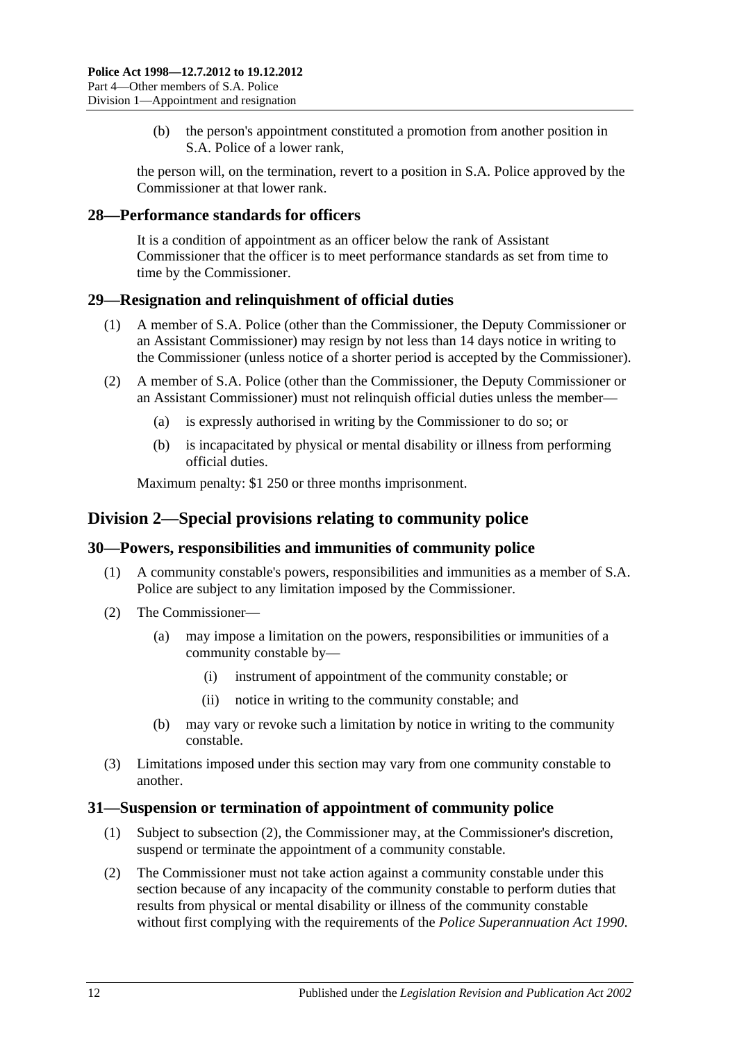(b) the person's appointment constituted a promotion from another position in S.A. Police of a lower rank,

the person will, on the termination, revert to a position in S.A. Police approved by the Commissioner at that lower rank.

## 28—Performance standards for officers

It is a condition of appointment as an officer below the rank of Assistant Commissioner that the officer is to meet performance standards as set from time to time by the Commissioner.

## 29—Resignation and relinquishment of official duties

(1) A member of S.A. Police (other than the Commissioner, the Deputy Commissioner or an Assistant Commissioner) may resign by not less than 14 days notice in writing to the Commissioner (unless notice of a shorter period is accepted by the Commissioner).

(2) A member of S.A. Police (other than the Commissioner, the Deputy Commissioner or an Assistant Commissioner) must not relinquish official duties unless the member—

(a) is expressly authorised in writing by the Commissioner to do so; or

(b) is incapacitated by physical or mental disability or illness from performing official duties.

Maximum penalty: $1 250 or three months imprisonment.

# Division 2—Special provisions relating to community police

## 30—Powers, responsibilities and immunities of community police

(1) A community constable's powers, responsibilities and immunities as a member of S.A. Police are subject to any limitation imposed by the Commissioner.

(2) The Commissioner—

(a) may impose a limitation on the powers, responsibilities or immunities of a community constable by—

(i) instrument of appointment of the community constable; or

(ii) notice in writing to the community constable; and

(b) may vary or revoke such a limitation by notice in writing to the community constable.

(3) Limitations imposed under this section may vary from one community constable to another.

## 31—Suspension or termination of appointment of community police

(1) Subject to subsection (2), the Commissioner may, at the Commissioner's discretion, suspend or terminate the appointment of a community constable.

(2) The Commissioner must not take action against a community constable under this section because of any incapacity of the community constable to perform duties that results from physical or mental disability or illness of the community constable without first complying with the requirements of the *Police Superannuation Act 1990*.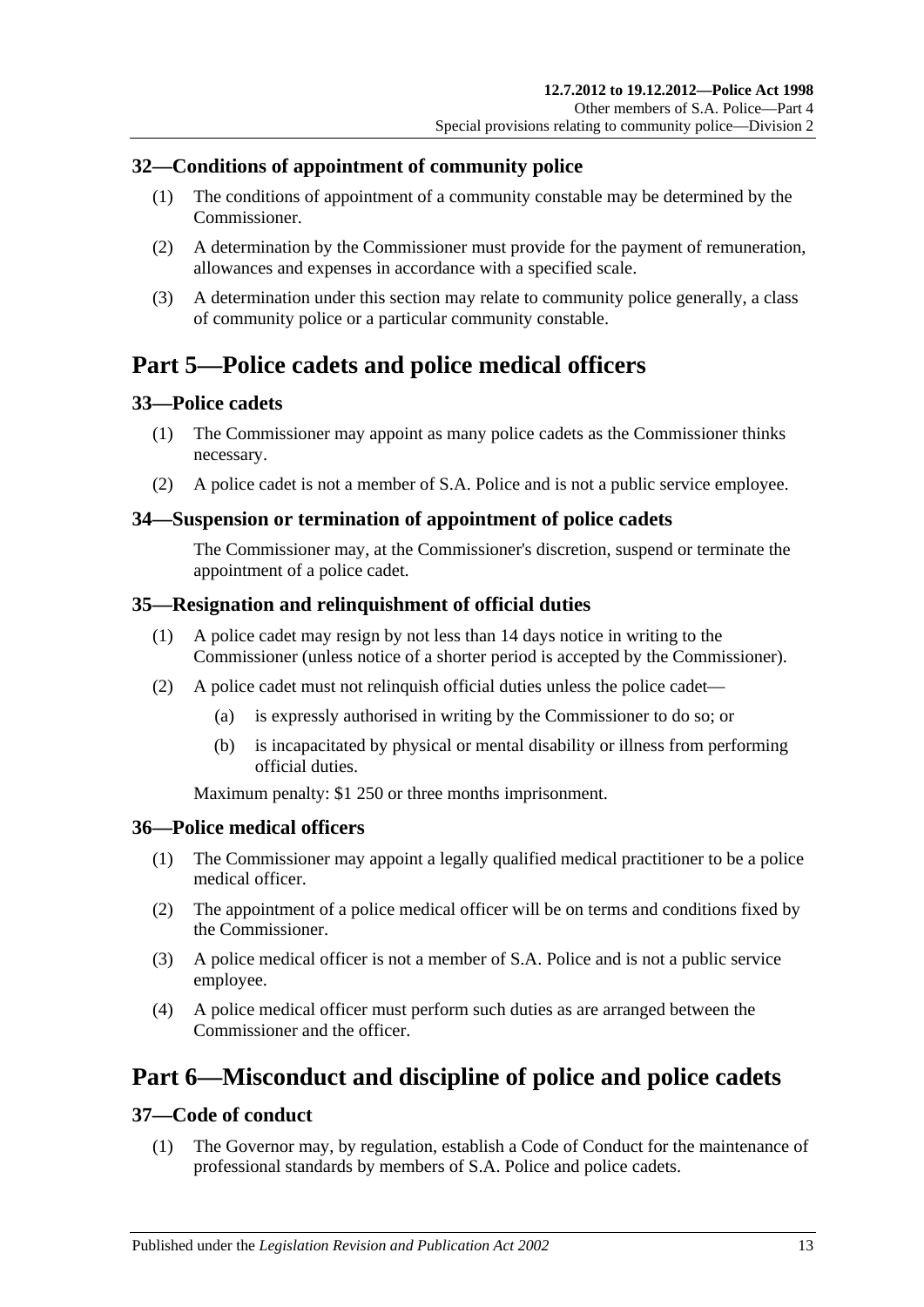### 32—Conditions of appointment of community police

(1) The conditions of appointment of a community constable may be determined by the Commissioner.

(2) A determination by the Commissioner must provide for the payment of remuneration, allowances and expenses in accordance with a specified scale.

(3) A determination under this section may relate to community police generally, a class of community police or a particular community constable.

## Part 5—Police cadets and police medical officers

### 33—Police cadets

(1) The Commissioner may appoint as many police cadets as the Commissioner thinks necessary.

(2) A police cadet is not a member of S.A. Police and is not a public service employee.

### 34—Suspension or termination of appointment of police cadets

The Commissioner may, at the Commissioner's discretion, suspend or terminate the appointment of a police cadet.

### 35—Resignation and relinquishment of official duties

(1) A police cadet may resign by not less than 14 days notice in writing to the Commissioner (unless notice of a shorter period is accepted by the Commissioner).

(2) A police cadet must not relinquish official duties unless the police cadet—

(a) is expressly authorised in writing by the Commissioner to do so; or

(b) is incapacitated by physical or mental disability or illness from performing official duties.

Maximum penalty: $1 250 or three months imprisonment.

### 36—Police medical officers

(1) The Commissioner may appoint a legally qualified medical practitioner to be a police medical officer.

(2) The appointment of a police medical officer will be on terms and conditions fixed by the Commissioner.

(3) A police medical officer is not a member of S.A. Police and is not a public service employee.

(4) A police medical officer must perform such duties as are arranged between the Commissioner and the officer.

## Part 6—Misconduct and discipline of police and police cadets

### 37—Code of conduct

(1) The Governor may, by regulation, establish a Code of Conduct for the maintenance of professional standards by members of S.A. Police and police cadets.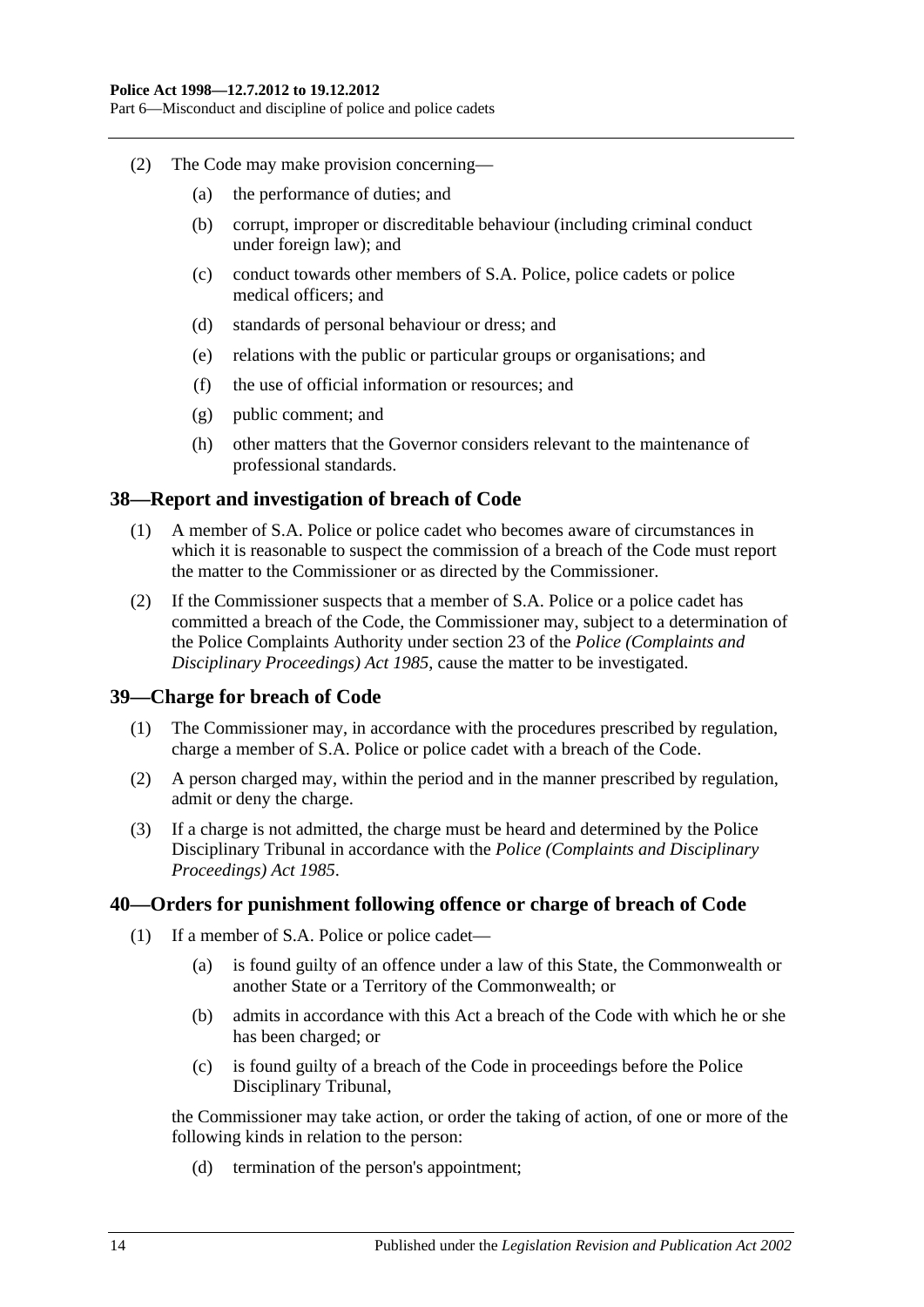(2) The Code may make provision concerning—

(a) the performance of duties; and

(b) corrupt, improper or discreditable behaviour (including criminal conduct under foreign law); and

(c) conduct towards other members of S.A. Police, police cadets or police medical officers; and

(d) standards of personal behaviour or dress; and

(e) relations with the public or particular groups or organisations; and

(f) the use of official information or resources; and

(g) public comment; and

(h) other matters that the Governor considers relevant to the maintenance of professional standards.

## 38—Report and investigation of breach of Code

(1) A member of S.A. Police or police cadet who becomes aware of circumstances in which it is reasonable to suspect the commission of a breach of the Code must report the matter to the Commissioner or as directed by the Commissioner.

(2) If the Commissioner suspects that a member of S.A. Police or a police cadet has committed a breach of the Code, the Commissioner may, subject to a determination of the Police Complaints Authority under section 23 of the *Police (Complaints and Disciplinary Proceedings) Act 1985*, cause the matter to be investigated.

## 39—Charge for breach of Code

(1) The Commissioner may, in accordance with the procedures prescribed by regulation, charge a member of S.A. Police or police cadet with a breach of the Code.

(2) A person charged may, within the period and in the manner prescribed by regulation, admit or deny the charge.

(3) If a charge is not admitted, the charge must be heard and determined by the Police Disciplinary Tribunal in accordance with the *Police (Complaints and Disciplinary Proceedings) Act 1985*.

## 40—Orders for punishment following offence or charge of breach of Code

(1) If a member of S.A. Police or police cadet—

(a) is found guilty of an offence under a law of this State, the Commonwealth or another State or a Territory of the Commonwealth; or

(b) admits in accordance with this Act a breach of the Code with which he or she has been charged; or

(c) is found guilty of a breach of the Code in proceedings before the Police Disciplinary Tribunal,

the Commissioner may take action, or order the taking of action, of one or more of the following kinds in relation to the person:

(d) termination of the person's appointment;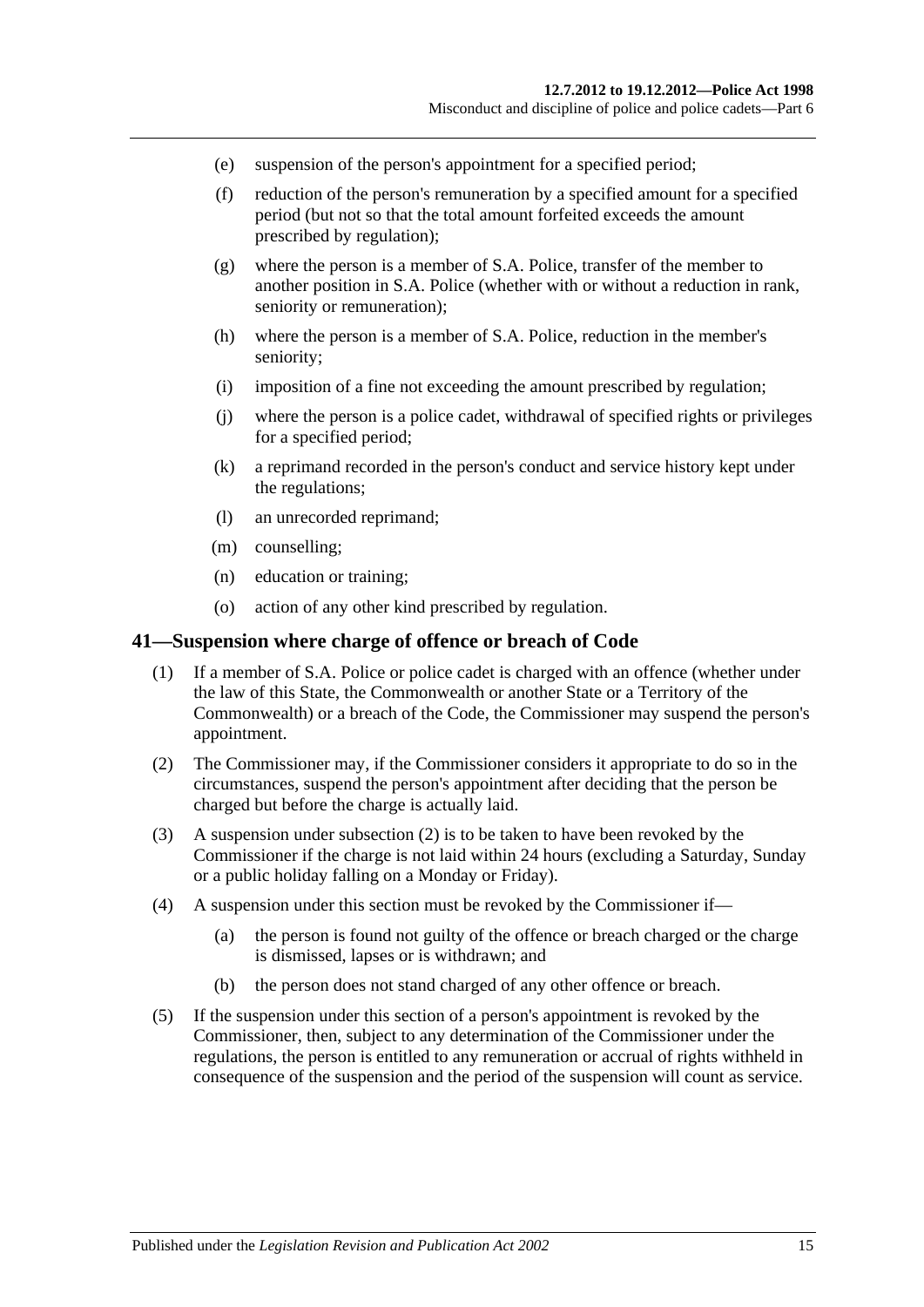(e) suspension of the person's appointment for a specified period;

(f) reduction of the person's remuneration by a specified amount for a specified period (but not so that the total amount forfeited exceeds the amount prescribed by regulation);

(g) where the person is a member of S.A. Police, transfer of the member to another position in S.A. Police (whether with or without a reduction in rank, seniority or remuneration);

(h) where the person is a member of S.A. Police, reduction in the member's seniority;

(i) imposition of a fine not exceeding the amount prescribed by regulation;

(j) where the person is a police cadet, withdrawal of specified rights or privileges for a specified period;

(k) a reprimand recorded in the person's conduct and service history kept under the regulations;

(l) an unrecorded reprimand;

(m) counselling;

(n) education or training;

(o) action of any other kind prescribed by regulation.

## 41—Suspension where charge of offence or breach of Code

(1) If a member of S.A. Police or police cadet is charged with an offence (whether under the law of this State, the Commonwealth or another State or a Territory of the Commonwealth) or a breach of the Code, the Commissioner may suspend the person's appointment.

(2) The Commissioner may, if the Commissioner considers it appropriate to do so in the circumstances, suspend the person's appointment after deciding that the person be charged but before the charge is actually laid.

(3) A suspension under subsection (2) is to be taken to have been revoked by the Commissioner if the charge is not laid within 24 hours (excluding a Saturday, Sunday or a public holiday falling on a Monday or Friday).

(4) A suspension under this section must be revoked by the Commissioner if—

(a) the person is found not guilty of the offence or breach charged or the charge is dismissed, lapses or is withdrawn; and

(b) the person does not stand charged of any other offence or breach.

(5) If the suspension under this section of a person's appointment is revoked by the Commissioner, then, subject to any determination of the Commissioner under the regulations, the person is entitled to any remuneration or accrual of rights withheld in consequence of the suspension and the period of the suspension will count as service.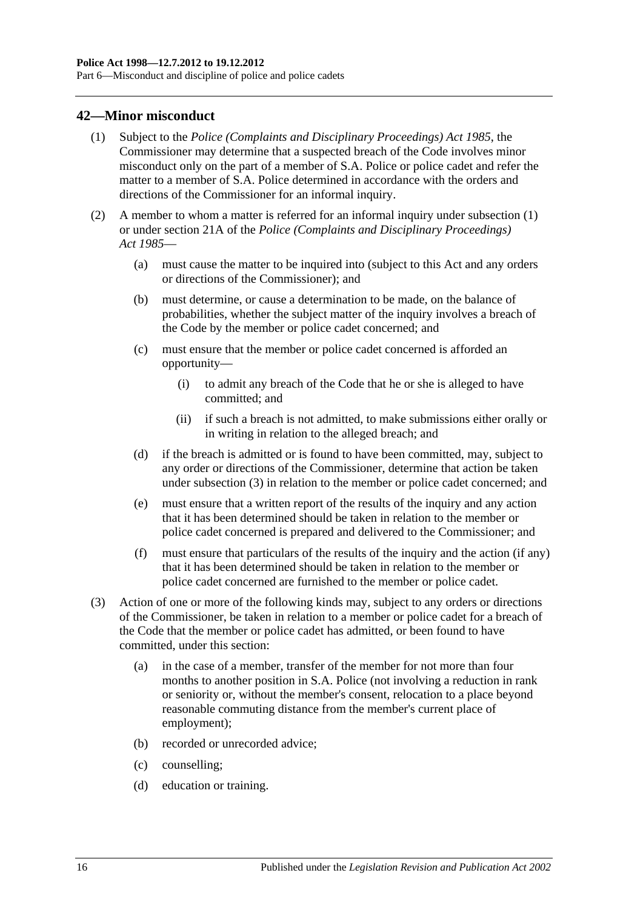## 42—Minor misconduct

(1) Subject to the *Police (Complaints and Disciplinary Proceedings) Act 1985*, the Commissioner may determine that a suspected breach of the Code involves minor misconduct only on the part of a member of S.A. Police or police cadet and refer the matter to a member of S.A. Police determined in accordance with the orders and directions of the Commissioner for an informal inquiry.

(2) A member to whom a matter is referred for an informal inquiry under subsection (1) or under section 21A of the *Police (Complaints and Disciplinary Proceedings) Act 1985*—

(a) must cause the matter to be inquired into (subject to this Act and any orders or directions of the Commissioner); and

(b) must determine, or cause a determination to be made, on the balance of probabilities, whether the subject matter of the inquiry involves a breach of the Code by the member or police cadet concerned; and

(c) must ensure that the member or police cadet concerned is afforded an opportunity—

(i) to admit any breach of the Code that he or she is alleged to have committed; and

(ii) if such a breach is not admitted, to make submissions either orally or in writing in relation to the alleged breach; and

(d) if the breach is admitted or is found to have been committed, may, subject to any order or directions of the Commissioner, determine that action be taken under subsection (3) in relation to the member or police cadet concerned; and

(e) must ensure that a written report of the results of the inquiry and any action that it has been determined should be taken in relation to the member or police cadet concerned is prepared and delivered to the Commissioner; and

(f) must ensure that particulars of the results of the inquiry and the action (if any) that it has been determined should be taken in relation to the member or police cadet concerned are furnished to the member or police cadet.

(3) Action of one or more of the following kinds may, subject to any orders or directions of the Commissioner, be taken in relation to a member or police cadet for a breach of the Code that the member or police cadet has admitted, or been found to have committed, under this section:

(a) in the case of a member, transfer of the member for not more than four months to another position in S.A. Police (not involving a reduction in rank or seniority or, without the member's consent, relocation to a place beyond reasonable commuting distance from the member's current place of employment);

(b) recorded or unrecorded advice;

(c) counselling;

(d) education or training.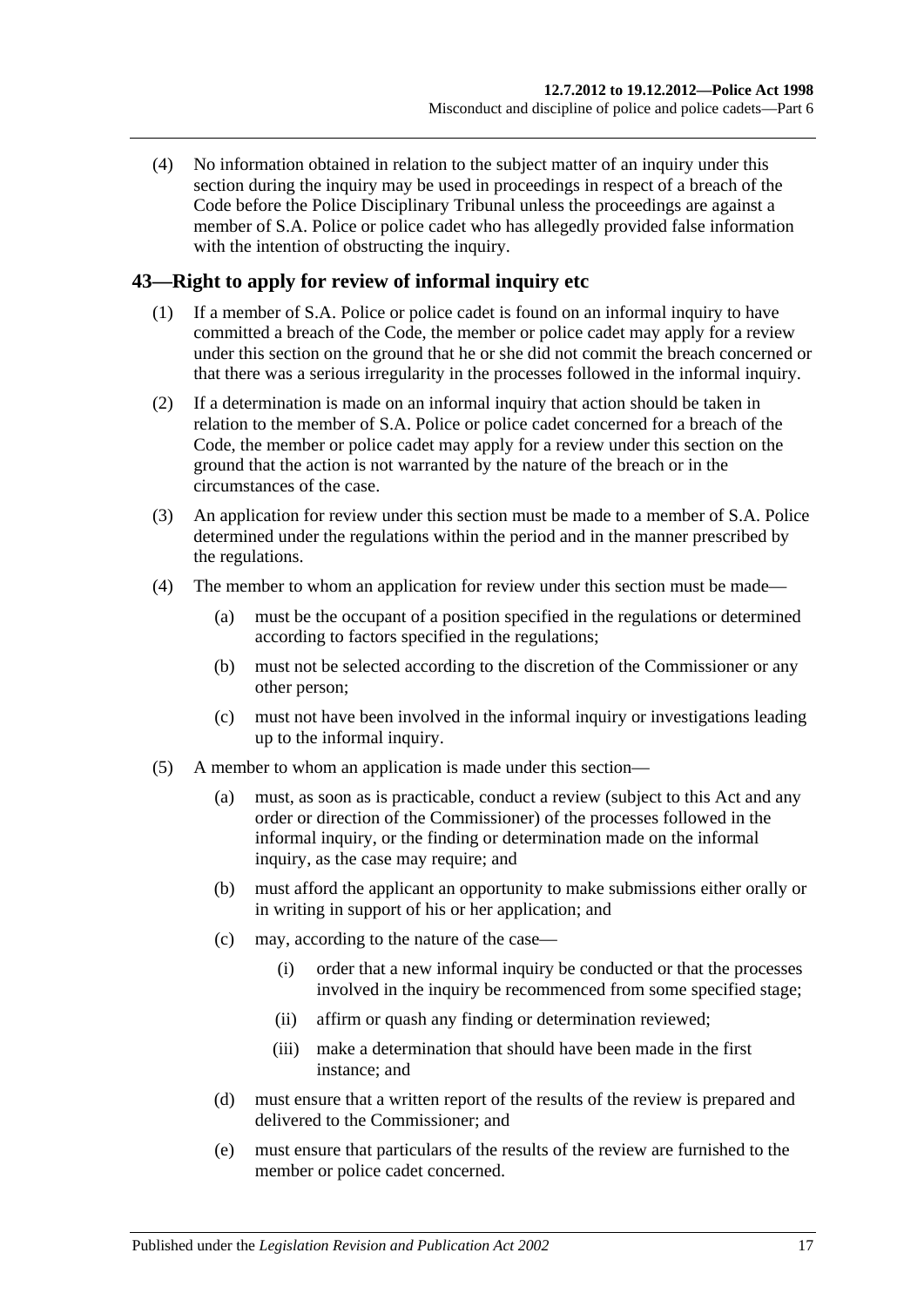(4) No information obtained in relation to the subject matter of an inquiry under this section during the inquiry may be used in proceedings in respect of a breach of the Code before the Police Disciplinary Tribunal unless the proceedings are against a member of S.A. Police or police cadet who has allegedly provided false information with the intention of obstructing the inquiry.

## 43—Right to apply for review of informal inquiry etc

(1) If a member of S.A. Police or police cadet is found on an informal inquiry to have committed a breach of the Code, the member or police cadet may apply for a review under this section on the ground that he or she did not commit the breach concerned or that there was a serious irregularity in the processes followed in the informal inquiry.

(2) If a determination is made on an informal inquiry that action should be taken in relation to the member of S.A. Police or police cadet concerned for a breach of the Code, the member or police cadet may apply for a review under this section on the ground that the action is not warranted by the nature of the breach or in the circumstances of the case.

(3) An application for review under this section must be made to a member of S.A. Police determined under the regulations within the period and in the manner prescribed by the regulations.

(4) The member to whom an application for review under this section must be made—

- (a) must be the occupant of a position specified in the regulations or determined according to factors specified in the regulations;
- (b) must not be selected according to the discretion of the Commissioner or any other person;
- (c) must not have been involved in the informal inquiry or investigations leading up to the informal inquiry.

(5) A member to whom an application is made under this section—

- (a) must, as soon as is practicable, conduct a review (subject to this Act and any order or direction of the Commissioner) of the processes followed in the informal inquiry, or the finding or determination made on the informal inquiry, as the case may require; and
- (b) must afford the applicant an opportunity to make submissions either orally or in writing in support of his or her application; and
- (c) may, according to the nature of the case—
  - (i) order that a new informal inquiry be conducted or that the processes involved in the inquiry be recommenced from some specified stage;
  - (ii) affirm or quash any finding or determination reviewed;
  - (iii) make a determination that should have been made in the first instance; and
- (d) must ensure that a written report of the results of the review is prepared and delivered to the Commissioner; and
- (e) must ensure that particulars of the results of the review are furnished to the member or police cadet concerned.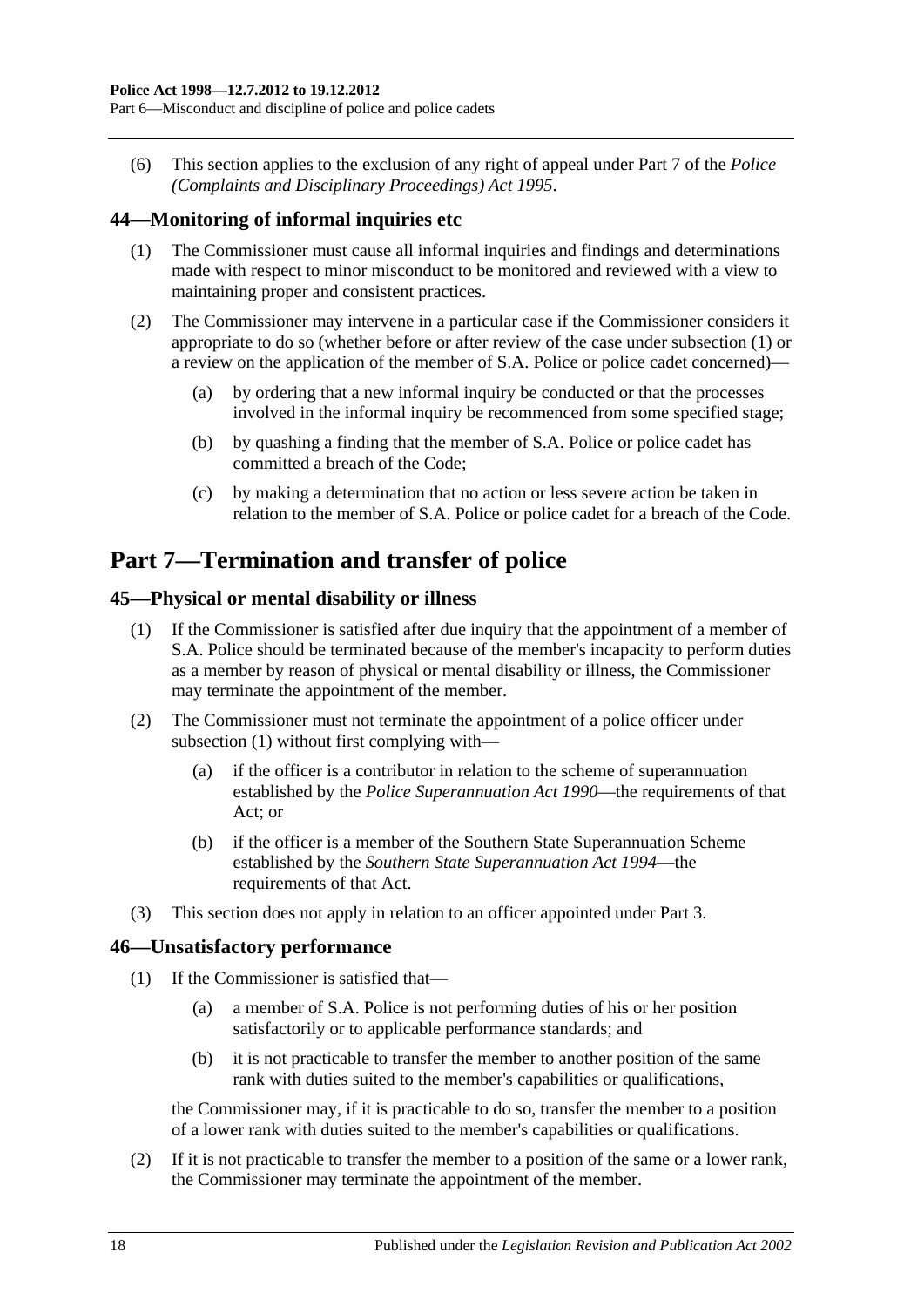(6) This section applies to the exclusion of any right of appeal under Part 7 of the *Police (Complaints and Disciplinary Proceedings) Act 1995*.

### 44—Monitoring of informal inquiries etc

(1) The Commissioner must cause all informal inquiries and findings and determinations made with respect to minor misconduct to be monitored and reviewed with a view to maintaining proper and consistent practices.

(2) The Commissioner may intervene in a particular case if the Commissioner considers it appropriate to do so (whether before or after review of the case under subsection (1) or a review on the application of the member of S.A. Police or police cadet concerned)—

(a) by ordering that a new informal inquiry be conducted or that the processes involved in the informal inquiry be recommenced from some specified stage;

(b) by quashing a finding that the member of S.A. Police or police cadet has committed a breach of the Code;

(c) by making a determination that no action or less severe action be taken in relation to the member of S.A. Police or police cadet for a breach of the Code.

## Part 7—Termination and transfer of police

### 45—Physical or mental disability or illness

(1) If the Commissioner is satisfied after due inquiry that the appointment of a member of S.A. Police should be terminated because of the member's incapacity to perform duties as a member by reason of physical or mental disability or illness, the Commissioner may terminate the appointment of the member.

(2) The Commissioner must not terminate the appointment of a police officer under subsection (1) without first complying with—

(a) if the officer is a contributor in relation to the scheme of superannuation established by the *Police Superannuation Act 1990*—the requirements of that Act; or

(b) if the officer is a member of the Southern State Superannuation Scheme established by the *Southern State Superannuation Act 1994*—the requirements of that Act.

(3) This section does not apply in relation to an officer appointed under Part 3.

### 46—Unsatisfactory performance

(1) If the Commissioner is satisfied that—

(a) a member of S.A. Police is not performing duties of his or her position satisfactorily or to applicable performance standards; and

(b) it is not practicable to transfer the member to another position of the same rank with duties suited to the member's capabilities or qualifications,

the Commissioner may, if it is practicable to do so, transfer the member to a position of a lower rank with duties suited to the member's capabilities or qualifications.

(2) If it is not practicable to transfer the member to a position of the same or a lower rank, the Commissioner may terminate the appointment of the member.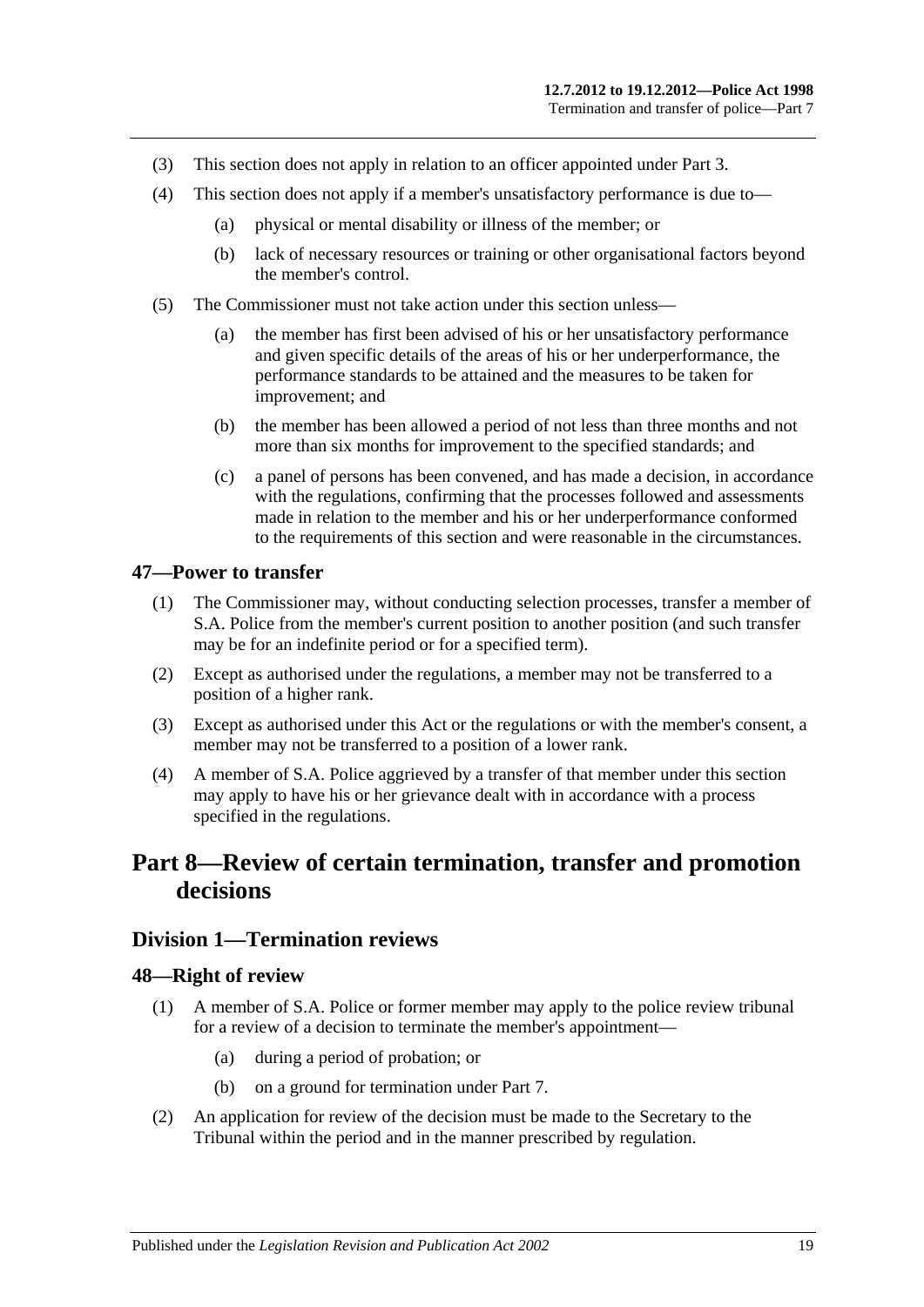(3) This section does not apply in relation to an officer appointed under Part 3.

(4) This section does not apply if a member's unsatisfactory performance is due to—

(a) physical or mental disability or illness of the member; or

(b) lack of necessary resources or training or other organisational factors beyond the member's control.

(5) The Commissioner must not take action under this section unless—

(a) the member has first been advised of his or her unsatisfactory performance and given specific details of the areas of his or her underperformance, the performance standards to be attained and the measures to be taken for improvement; and

(b) the member has been allowed a period of not less than three months and not more than six months for improvement to the specified standards; and

(c) a panel of persons has been convened, and has made a decision, in accordance with the regulations, confirming that the processes followed and assessments made in relation to the member and his or her underperformance conformed to the requirements of this section and were reasonable in the circumstances.

### 47—Power to transfer

(1) The Commissioner may, without conducting selection processes, transfer a member of S.A. Police from the member's current position to another position (and such transfer may be for an indefinite period or for a specified term).

(2) Except as authorised under the regulations, a member may not be transferred to a position of a higher rank.

(3) Except as authorised under this Act or the regulations or with the member's consent, a member may not be transferred to a position of a lower rank.

(4) A member of S.A. Police aggrieved by a transfer of that member under this section may apply to have his or her grievance dealt with in accordance with a process specified in the regulations.

# Part 8—Review of certain termination, transfer and promotion decisions

## Division 1—Termination reviews

### 48—Right of review

(1) A member of S.A. Police or former member may apply to the police review tribunal for a review of a decision to terminate the member's appointment—

(a) during a period of probation; or

(b) on a ground for termination under Part 7.

(2) An application for review of the decision must be made to the Secretary to the Tribunal within the period and in the manner prescribed by regulation.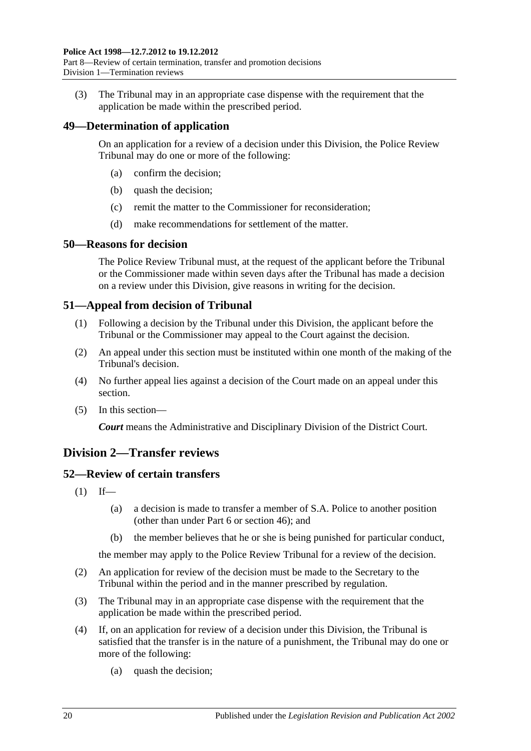(3) The Tribunal may in an appropriate case dispense with the requirement that the application be made within the prescribed period.

## 49—Determination of application

On an application for a review of a decision under this Division, the Police Review Tribunal may do one or more of the following:

- (a) confirm the decision;
- (b) quash the decision;
- (c) remit the matter to the Commissioner for reconsideration;
- (d) make recommendations for settlement of the matter.

## 50—Reasons for decision

The Police Review Tribunal must, at the request of the applicant before the Tribunal or the Commissioner made within seven days after the Tribunal has made a decision on a review under this Division, give reasons in writing for the decision.

## 51—Appeal from decision of Tribunal

(1) Following a decision by the Tribunal under this Division, the applicant before the Tribunal or the Commissioner may appeal to the Court against the decision.

(2) An appeal under this section must be instituted within one month of the making of the Tribunal's decision.

(4) No further appeal lies against a decision of the Court made on an appeal under this section.

(5) In this section—

***Court*** means the Administrative and Disciplinary Division of the District Court.

# Division 2—Transfer reviews

## 52—Review of certain transfers

(1) If—

- (a) a decision is made to transfer a member of S.A. Police to another position (other than under Part 6 or section 46); and
- (b) the member believes that he or she is being punished for particular conduct,

the member may apply to the Police Review Tribunal for a review of the decision.

(2) An application for review of the decision must be made to the Secretary to the Tribunal within the period and in the manner prescribed by regulation.

(3) The Tribunal may in an appropriate case dispense with the requirement that the application be made within the prescribed period.

(4) If, on an application for review of a decision under this Division, the Tribunal is satisfied that the transfer is in the nature of a punishment, the Tribunal may do one or more of the following:

- (a) quash the decision;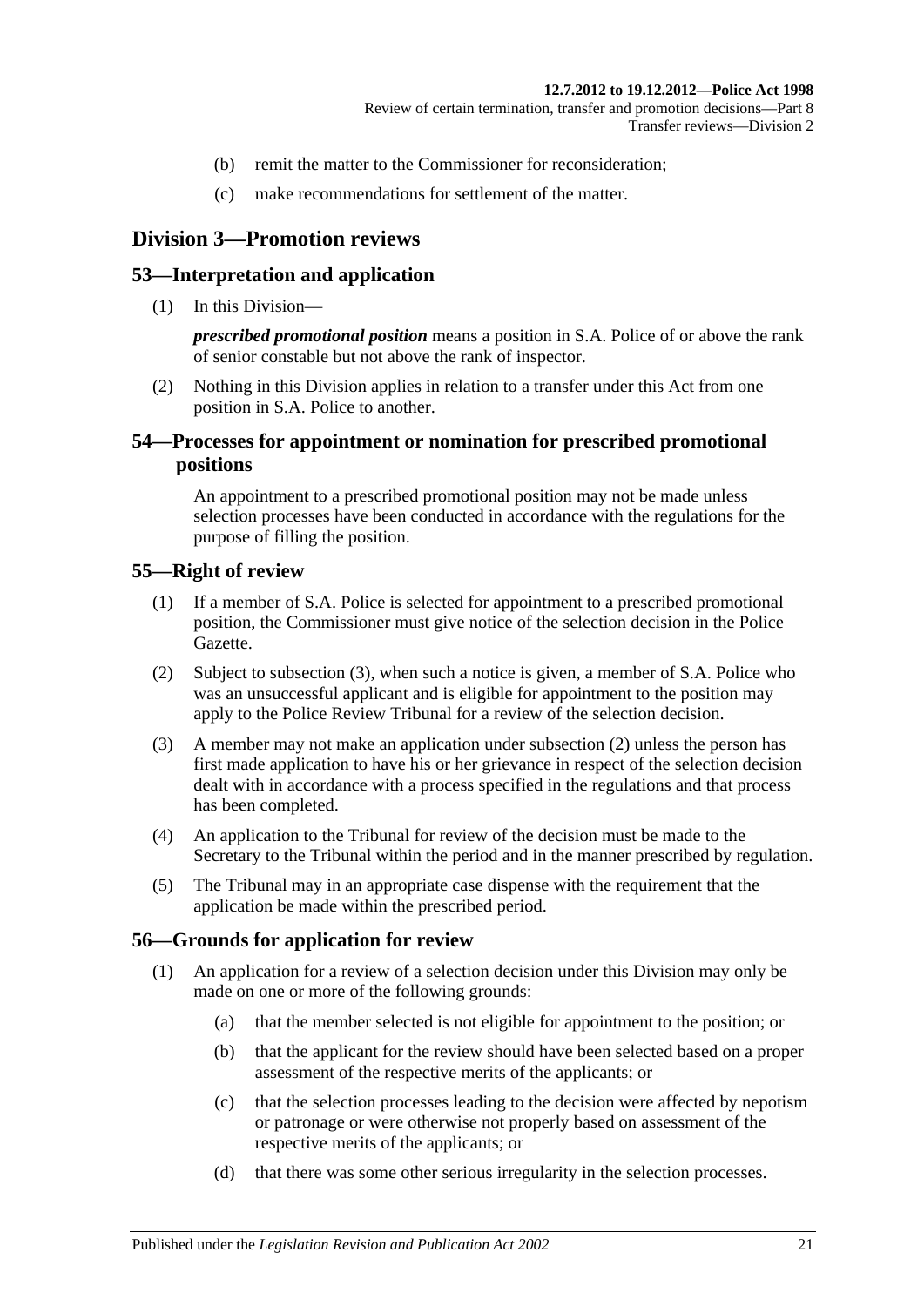(b) remit the matter to the Commissioner for reconsideration;

(c) make recommendations for settlement of the matter.

## Division 3—Promotion reviews

### 53—Interpretation and application

(1) In this Division—

***prescribed promotional position*** means a position in S.A. Police of or above the rank of senior constable but not above the rank of inspector.

(2) Nothing in this Division applies in relation to a transfer under this Act from one position in S.A. Police to another.

### 54—Processes for appointment or nomination for prescribed promotional positions

An appointment to a prescribed promotional position may not be made unless selection processes have been conducted in accordance with the regulations for the purpose of filling the position.

### 55—Right of review

(1) If a member of S.A. Police is selected for appointment to a prescribed promotional position, the Commissioner must give notice of the selection decision in the Police Gazette.

(2) Subject to subsection (3), when such a notice is given, a member of S.A. Police who was an unsuccessful applicant and is eligible for appointment to the position may apply to the Police Review Tribunal for a review of the selection decision.

(3) A member may not make an application under subsection (2) unless the person has first made application to have his or her grievance in respect of the selection decision dealt with in accordance with a process specified in the regulations and that process has been completed.

(4) An application to the Tribunal for review of the decision must be made to the Secretary to the Tribunal within the period and in the manner prescribed by regulation.

(5) The Tribunal may in an appropriate case dispense with the requirement that the application be made within the prescribed period.

### 56—Grounds for application for review

(1) An application for a review of a selection decision under this Division may only be made on one or more of the following grounds:

(a) that the member selected is not eligible for appointment to the position; or

(b) that the applicant for the review should have been selected based on a proper assessment of the respective merits of the applicants; or

(c) that the selection processes leading to the decision were affected by nepotism or patronage or were otherwise not properly based on assessment of the respective merits of the applicants; or

(d) that there was some other serious irregularity in the selection processes.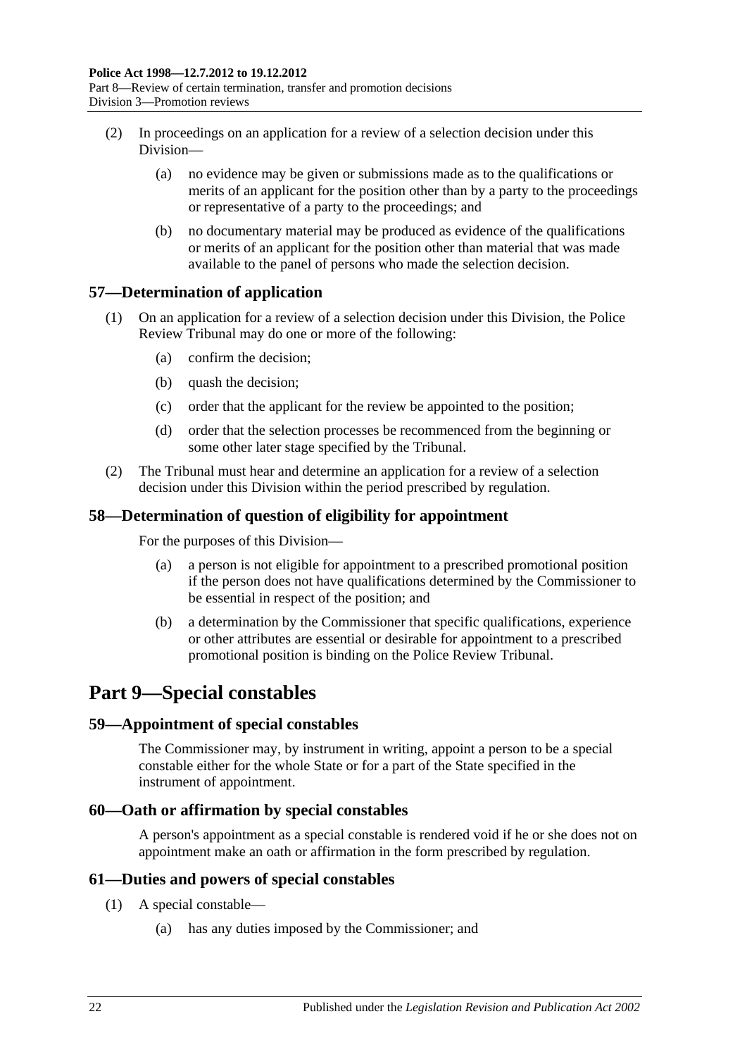(2) In proceedings on an application for a review of a selection decision under this Division—

(a) no evidence may be given or submissions made as to the qualifications or merits of an applicant for the position other than by a party to the proceedings or representative of a party to the proceedings; and

(b) no documentary material may be produced as evidence of the qualifications or merits of an applicant for the position other than material that was made available to the panel of persons who made the selection decision.

### 57—Determination of application

(1) On an application for a review of a selection decision under this Division, the Police Review Tribunal may do one or more of the following:

(a) confirm the decision;

(b) quash the decision;

(c) order that the applicant for the review be appointed to the position;

(d) order that the selection processes be recommenced from the beginning or some other later stage specified by the Tribunal.

(2) The Tribunal must hear and determine an application for a review of a selection decision under this Division within the period prescribed by regulation.

### 58—Determination of question of eligibility for appointment

For the purposes of this Division—

(a) a person is not eligible for appointment to a prescribed promotional position if the person does not have qualifications determined by the Commissioner to be essential in respect of the position; and

(b) a determination by the Commissioner that specific qualifications, experience or other attributes are essential or desirable for appointment to a prescribed promotional position is binding on the Police Review Tribunal.

## Part 9—Special constables

### 59—Appointment of special constables

The Commissioner may, by instrument in writing, appoint a person to be a special constable either for the whole State or for a part of the State specified in the instrument of appointment.

### 60—Oath or affirmation by special constables

A person's appointment as a special constable is rendered void if he or she does not on appointment make an oath or affirmation in the form prescribed by regulation.

### 61—Duties and powers of special constables

(1) A special constable—

(a) has any duties imposed by the Commissioner; and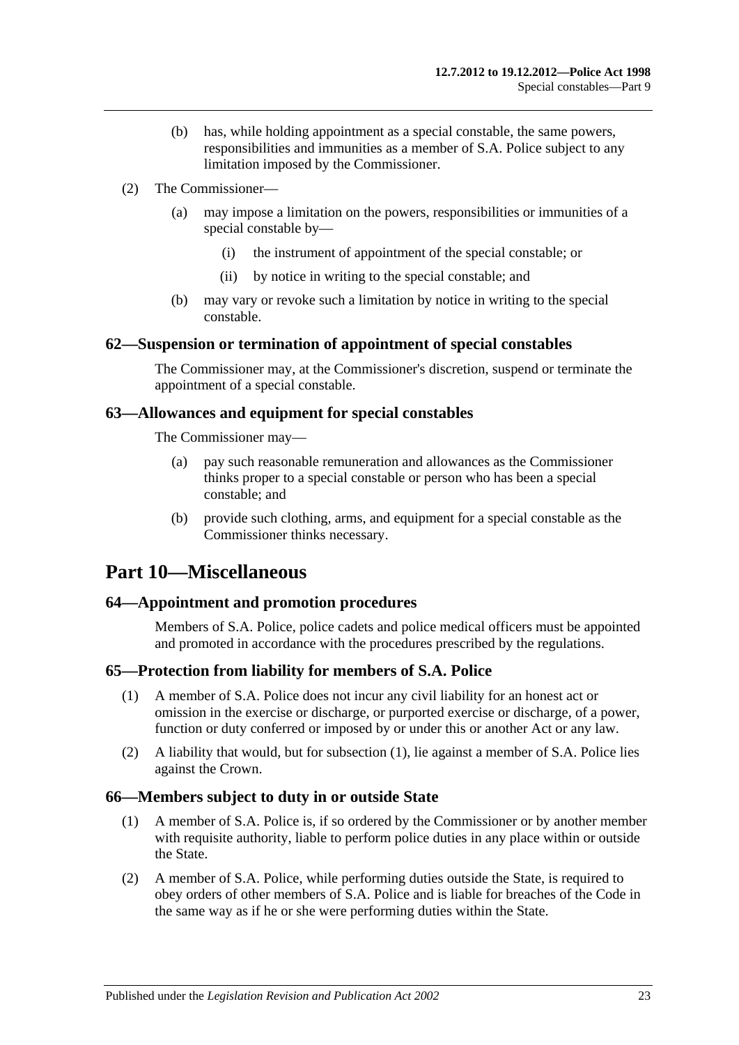(b) has, while holding appointment as a special constable, the same powers, responsibilities and immunities as a member of S.A. Police subject to any limitation imposed by the Commissioner.

(2) The Commissioner—

(a) may impose a limitation on the powers, responsibilities or immunities of a special constable by—

(i) the instrument of appointment of the special constable; or

(ii) by notice in writing to the special constable; and

(b) may vary or revoke such a limitation by notice in writing to the special constable.

### 62—Suspension or termination of appointment of special constables

The Commissioner may, at the Commissioner's discretion, suspend or terminate the appointment of a special constable.

### 63—Allowances and equipment for special constables

The Commissioner may—

(a) pay such reasonable remuneration and allowances as the Commissioner thinks proper to a special constable or person who has been a special constable; and

(b) provide such clothing, arms, and equipment for a special constable as the Commissioner thinks necessary.

## Part 10—Miscellaneous

### 64—Appointment and promotion procedures

Members of S.A. Police, police cadets and police medical officers must be appointed and promoted in accordance with the procedures prescribed by the regulations.

### 65—Protection from liability for members of S.A. Police

(1) A member of S.A. Police does not incur any civil liability for an honest act or omission in the exercise or discharge, or purported exercise or discharge, of a power, function or duty conferred or imposed by or under this or another Act or any law.

(2) A liability that would, but for subsection (1), lie against a member of S.A. Police lies against the Crown.

### 66—Members subject to duty in or outside State

(1) A member of S.A. Police is, if so ordered by the Commissioner or by another member with requisite authority, liable to perform police duties in any place within or outside the State.

(2) A member of S.A. Police, while performing duties outside the State, is required to obey orders of other members of S.A. Police and is liable for breaches of the Code in the same way as if he or she were performing duties within the State.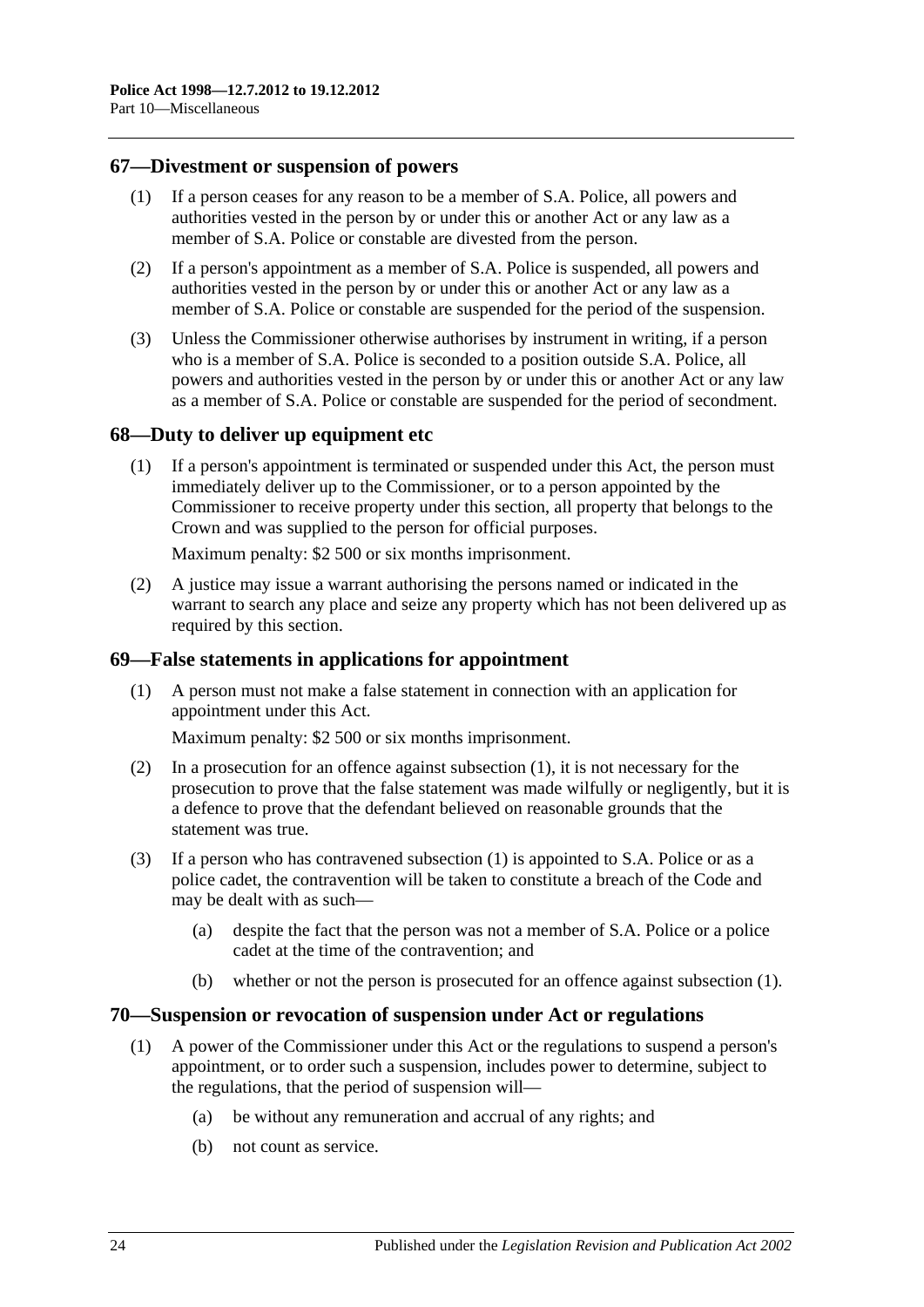## 67—Divestment or suspension of powers

(1) If a person ceases for any reason to be a member of S.A. Police, all powers and authorities vested in the person by or under this or another Act or any law as a member of S.A. Police or constable are divested from the person.

(2) If a person's appointment as a member of S.A. Police is suspended, all powers and authorities vested in the person by or under this or another Act or any law as a member of S.A. Police or constable are suspended for the period of the suspension.

(3) Unless the Commissioner otherwise authorises by instrument in writing, if a person who is a member of S.A. Police is seconded to a position outside S.A. Police, all powers and authorities vested in the person by or under this or another Act or any law as a member of S.A. Police or constable are suspended for the period of secondment.

## 68—Duty to deliver up equipment etc

(1) If a person's appointment is terminated or suspended under this Act, the person must immediately deliver up to the Commissioner, or to a person appointed by the Commissioner to receive property under this section, all property that belongs to the Crown and was supplied to the person for official purposes.

Maximum penalty: $2 500 or six months imprisonment.

(2) A justice may issue a warrant authorising the persons named or indicated in the warrant to search any place and seize any property which has not been delivered up as required by this section.

## 69—False statements in applications for appointment

(1) A person must not make a false statement in connection with an application for appointment under this Act.

Maximum penalty: $2 500 or six months imprisonment.

(2) In a prosecution for an offence against subsection (1), it is not necessary for the prosecution to prove that the false statement was made wilfully or negligently, but it is a defence to prove that the defendant believed on reasonable grounds that the statement was true.

(3) If a person who has contravened subsection (1) is appointed to S.A. Police or as a police cadet, the contravention will be taken to constitute a breach of the Code and may be dealt with as such—

(a) despite the fact that the person was not a member of S.A. Police or a police cadet at the time of the contravention; and

(b) whether or not the person is prosecuted for an offence against subsection (1).

## 70—Suspension or revocation of suspension under Act or regulations

(1) A power of the Commissioner under this Act or the regulations to suspend a person's appointment, or to order such a suspension, includes power to determine, subject to the regulations, that the period of suspension will—

(a) be without any remuneration and accrual of any rights; and

(b) not count as service.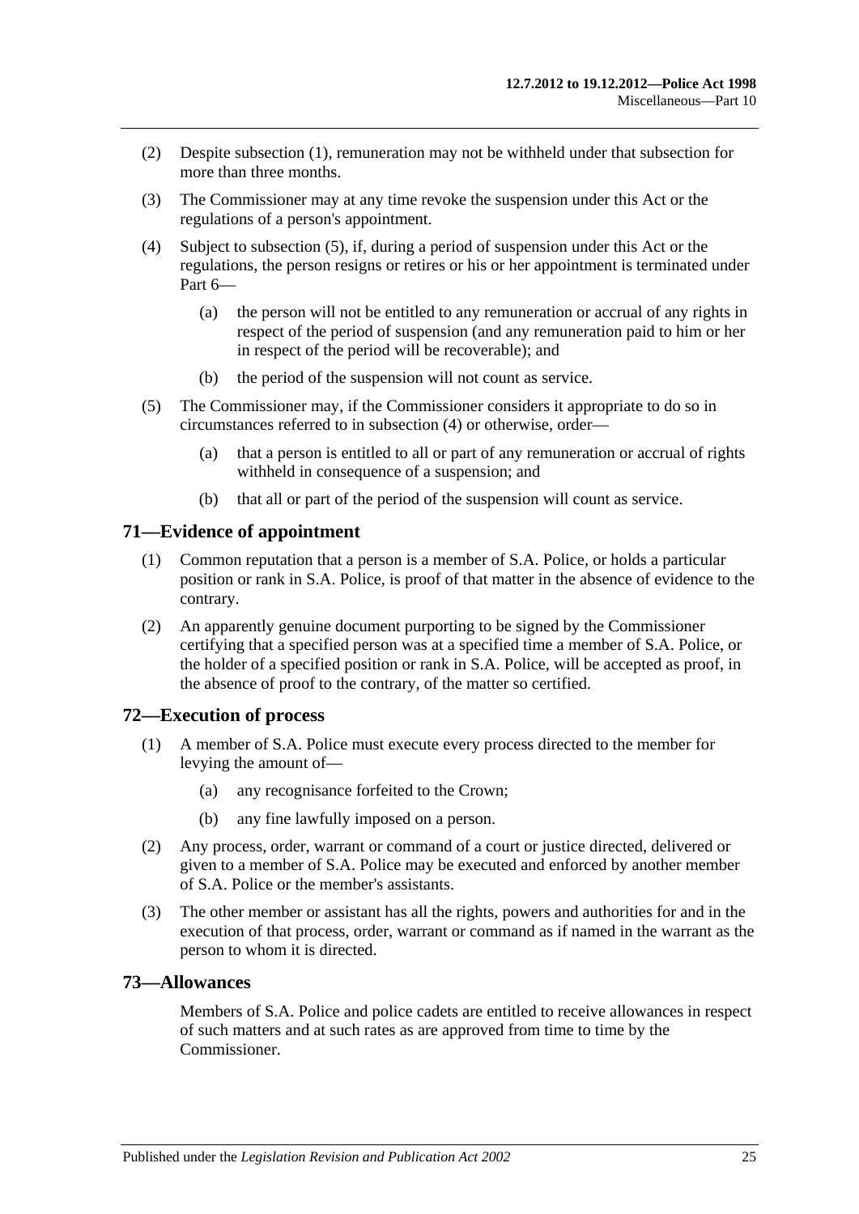(2) Despite subsection (1), remuneration may not be withheld under that subsection for more than three months.

(3) The Commissioner may at any time revoke the suspension under this Act or the regulations of a person's appointment.

(4) Subject to subsection (5), if, during a period of suspension under this Act or the regulations, the person resigns or retires or his or her appointment is terminated under Part 6—

(a) the person will not be entitled to any remuneration or accrual of any rights in respect of the period of suspension (and any remuneration paid to him or her in respect of the period will be recoverable); and

(b) the period of the suspension will not count as service.

(5) The Commissioner may, if the Commissioner considers it appropriate to do so in circumstances referred to in subsection (4) or otherwise, order—

(a) that a person is entitled to all or part of any remuneration or accrual of rights withheld in consequence of a suspension; and

(b) that all or part of the period of the suspension will count as service.

## 71—Evidence of appointment

(1) Common reputation that a person is a member of S.A. Police, or holds a particular position or rank in S.A. Police, is proof of that matter in the absence of evidence to the contrary.

(2) An apparently genuine document purporting to be signed by the Commissioner certifying that a specified person was at a specified time a member of S.A. Police, or the holder of a specified position or rank in S.A. Police, will be accepted as proof, in the absence of proof to the contrary, of the matter so certified.

## 72—Execution of process

(1) A member of S.A. Police must execute every process directed to the member for levying the amount of—

(a) any recognisance forfeited to the Crown;

(b) any fine lawfully imposed on a person.

(2) Any process, order, warrant or command of a court or justice directed, delivered or given to a member of S.A. Police may be executed and enforced by another member of S.A. Police or the member's assistants.

(3) The other member or assistant has all the rights, powers and authorities for and in the execution of that process, order, warrant or command as if named in the warrant as the person to whom it is directed.

## 73—Allowances

Members of S.A. Police and police cadets are entitled to receive allowances in respect of such matters and at such rates as are approved from time to time by the Commissioner.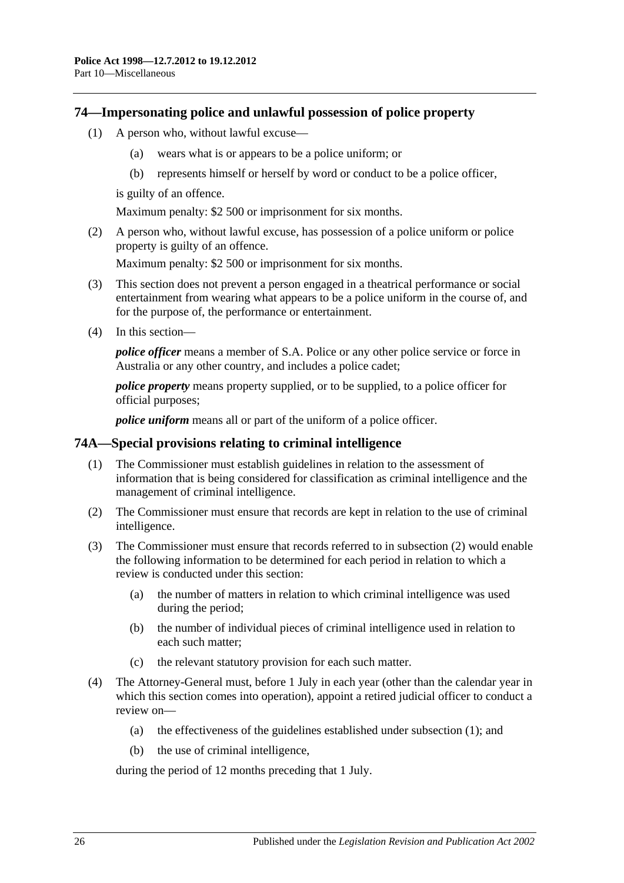## 74—Impersonating police and unlawful possession of police property

(1) A person who, without lawful excuse—

(a) wears what is or appears to be a police uniform; or

(b) represents himself or herself by word or conduct to be a police officer,

is guilty of an offence.

Maximum penalty: $2 500 or imprisonment for six months.

(2) A person who, without lawful excuse, has possession of a police uniform or police property is guilty of an offence.

Maximum penalty: $2 500 or imprisonment for six months.

(3) This section does not prevent a person engaged in a theatrical performance or social entertainment from wearing what appears to be a police uniform in the course of, and for the purpose of, the performance or entertainment.

(4) In this section—

***police officer*** means a member of S.A. Police or any other police service or force in Australia or any other country, and includes a police cadet;

***police property*** means property supplied, or to be supplied, to a police officer for official purposes;

***police uniform*** means all or part of the uniform of a police officer.

## 74A—Special provisions relating to criminal intelligence

(1) The Commissioner must establish guidelines in relation to the assessment of information that is being considered for classification as criminal intelligence and the management of criminal intelligence.

(2) The Commissioner must ensure that records are kept in relation to the use of criminal intelligence.

(3) The Commissioner must ensure that records referred to in subsection (2) would enable the following information to be determined for each period in relation to which a review is conducted under this section:

(a) the number of matters in relation to which criminal intelligence was used during the period;

(b) the number of individual pieces of criminal intelligence used in relation to each such matter;

(c) the relevant statutory provision for each such matter.

(4) The Attorney-General must, before 1 July in each year (other than the calendar year in which this section comes into operation), appoint a retired judicial officer to conduct a review on—

(a) the effectiveness of the guidelines established under subsection (1); and

(b) the use of criminal intelligence,

during the period of 12 months preceding that 1 July.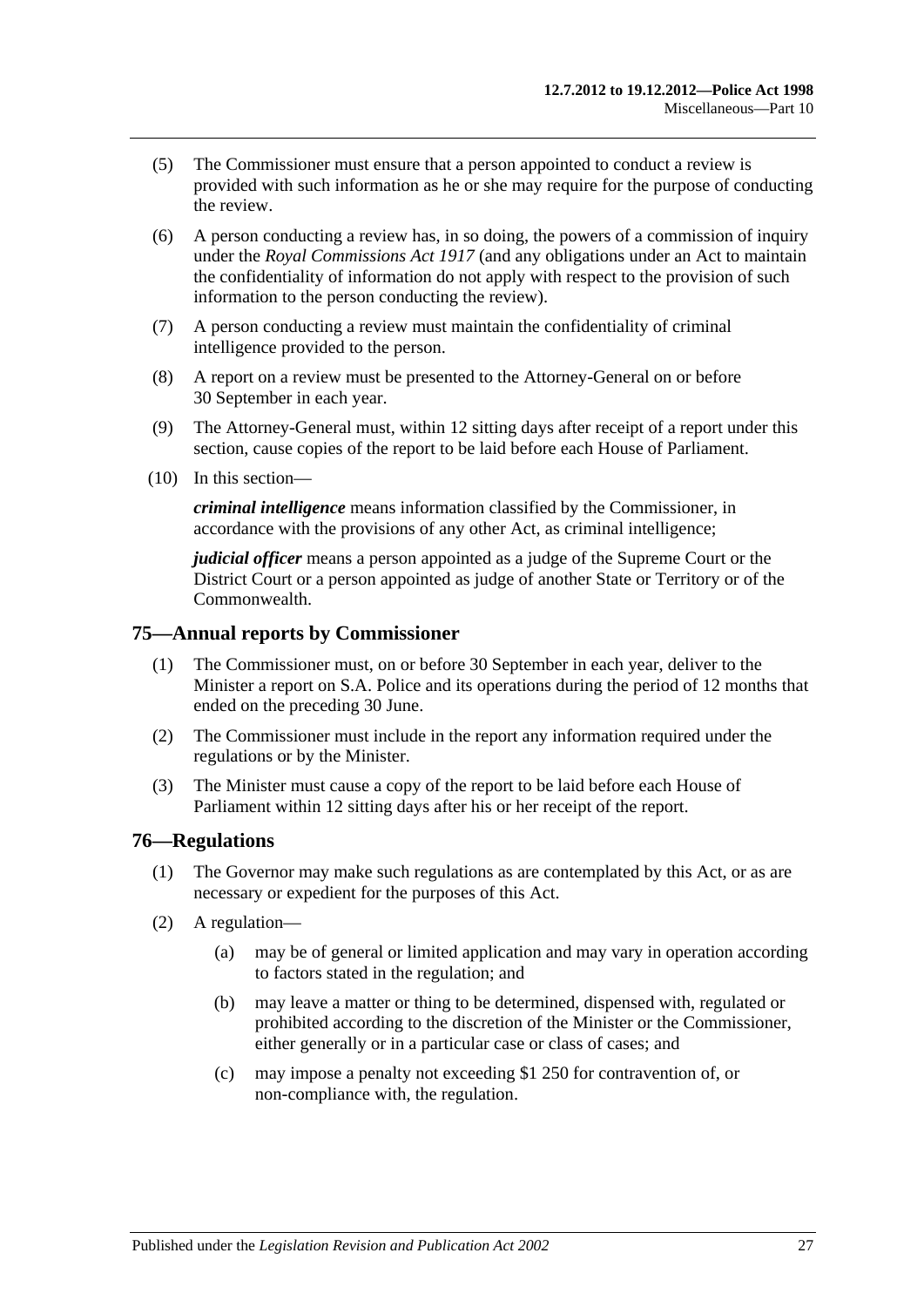(5) The Commissioner must ensure that a person appointed to conduct a review is provided with such information as he or she may require for the purpose of conducting the review.

(6) A person conducting a review has, in so doing, the powers of a commission of inquiry under the *Royal Commissions Act 1917* (and any obligations under an Act to maintain the confidentiality of information do not apply with respect to the provision of such information to the person conducting the review).

(7) A person conducting a review must maintain the confidentiality of criminal intelligence provided to the person.

(8) A report on a review must be presented to the Attorney-General on or before 30 September in each year.

(9) The Attorney-General must, within 12 sitting days after receipt of a report under this section, cause copies of the report to be laid before each House of Parliament.

(10) In this section—

***criminal intelligence*** means information classified by the Commissioner, in accordance with the provisions of any other Act, as criminal intelligence;

***judicial officer*** means a person appointed as a judge of the Supreme Court or the District Court or a person appointed as judge of another State or Territory or of the Commonwealth.

## 75—Annual reports by Commissioner

(1) The Commissioner must, on or before 30 September in each year, deliver to the Minister a report on S.A. Police and its operations during the period of 12 months that ended on the preceding 30 June.

(2) The Commissioner must include in the report any information required under the regulations or by the Minister.

(3) The Minister must cause a copy of the report to be laid before each House of Parliament within 12 sitting days after his or her receipt of the report.

## 76—Regulations

(1) The Governor may make such regulations as are contemplated by this Act, or as are necessary or expedient for the purposes of this Act.

(2) A regulation—

(a) may be of general or limited application and may vary in operation according to factors stated in the regulation; and

(b) may leave a matter or thing to be determined, dispensed with, regulated or prohibited according to the discretion of the Minister or the Commissioner, either generally or in a particular case or class of cases; and

(c) may impose a penalty not exceeding $1 250 for contravention of, or non-compliance with, the regulation.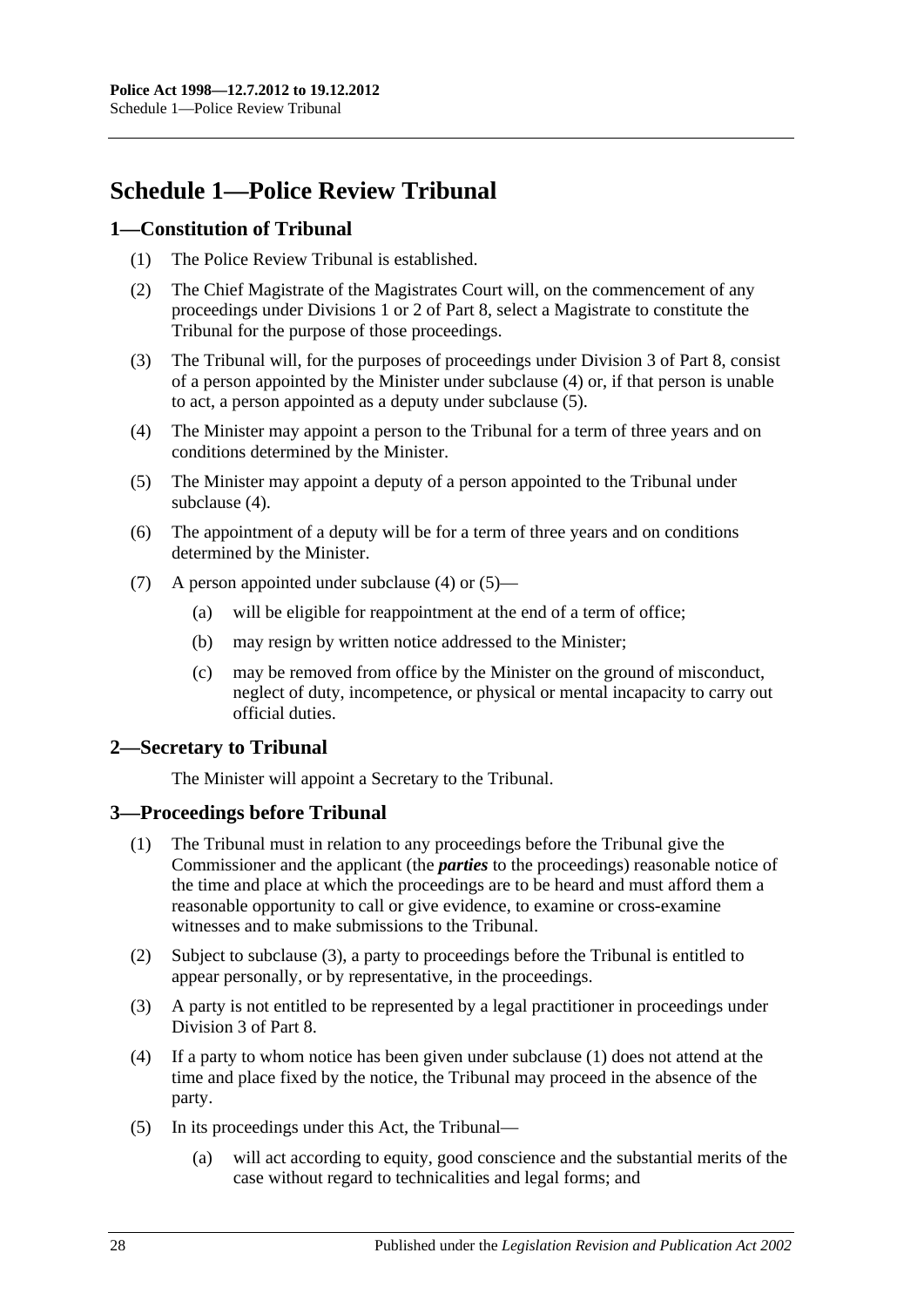# Schedule 1—Police Review Tribunal

## 1—Constitution of Tribunal

(1) The Police Review Tribunal is established.

(2) The Chief Magistrate of the Magistrates Court will, on the commencement of any proceedings under Divisions 1 or 2 of Part 8, select a Magistrate to constitute the Tribunal for the purpose of those proceedings.

(3) The Tribunal will, for the purposes of proceedings under Division 3 of Part 8, consist of a person appointed by the Minister under subclause (4) or, if that person is unable to act, a person appointed as a deputy under subclause (5).

(4) The Minister may appoint a person to the Tribunal for a term of three years and on conditions determined by the Minister.

(5) The Minister may appoint a deputy of a person appointed to the Tribunal under subclause (4).

(6) The appointment of a deputy will be for a term of three years and on conditions determined by the Minister.

(7) A person appointed under subclause (4) or (5)—

(a) will be eligible for reappointment at the end of a term of office;

(b) may resign by written notice addressed to the Minister;

(c) may be removed from office by the Minister on the ground of misconduct, neglect of duty, incompetence, or physical or mental incapacity to carry out official duties.

## 2—Secretary to Tribunal

The Minister will appoint a Secretary to the Tribunal.

## 3—Proceedings before Tribunal

(1) The Tribunal must in relation to any proceedings before the Tribunal give the Commissioner and the applicant (the ***parties*** to the proceedings) reasonable notice of the time and place at which the proceedings are to be heard and must afford them a reasonable opportunity to call or give evidence, to examine or cross-examine witnesses and to make submissions to the Tribunal.

(2) Subject to subclause (3), a party to proceedings before the Tribunal is entitled to appear personally, or by representative, in the proceedings.

(3) A party is not entitled to be represented by a legal practitioner in proceedings under Division 3 of Part 8.

(4) If a party to whom notice has been given under subclause (1) does not attend at the time and place fixed by the notice, the Tribunal may proceed in the absence of the party.

(5) In its proceedings under this Act, the Tribunal—

(a) will act according to equity, good conscience and the substantial merits of the case without regard to technicalities and legal forms; and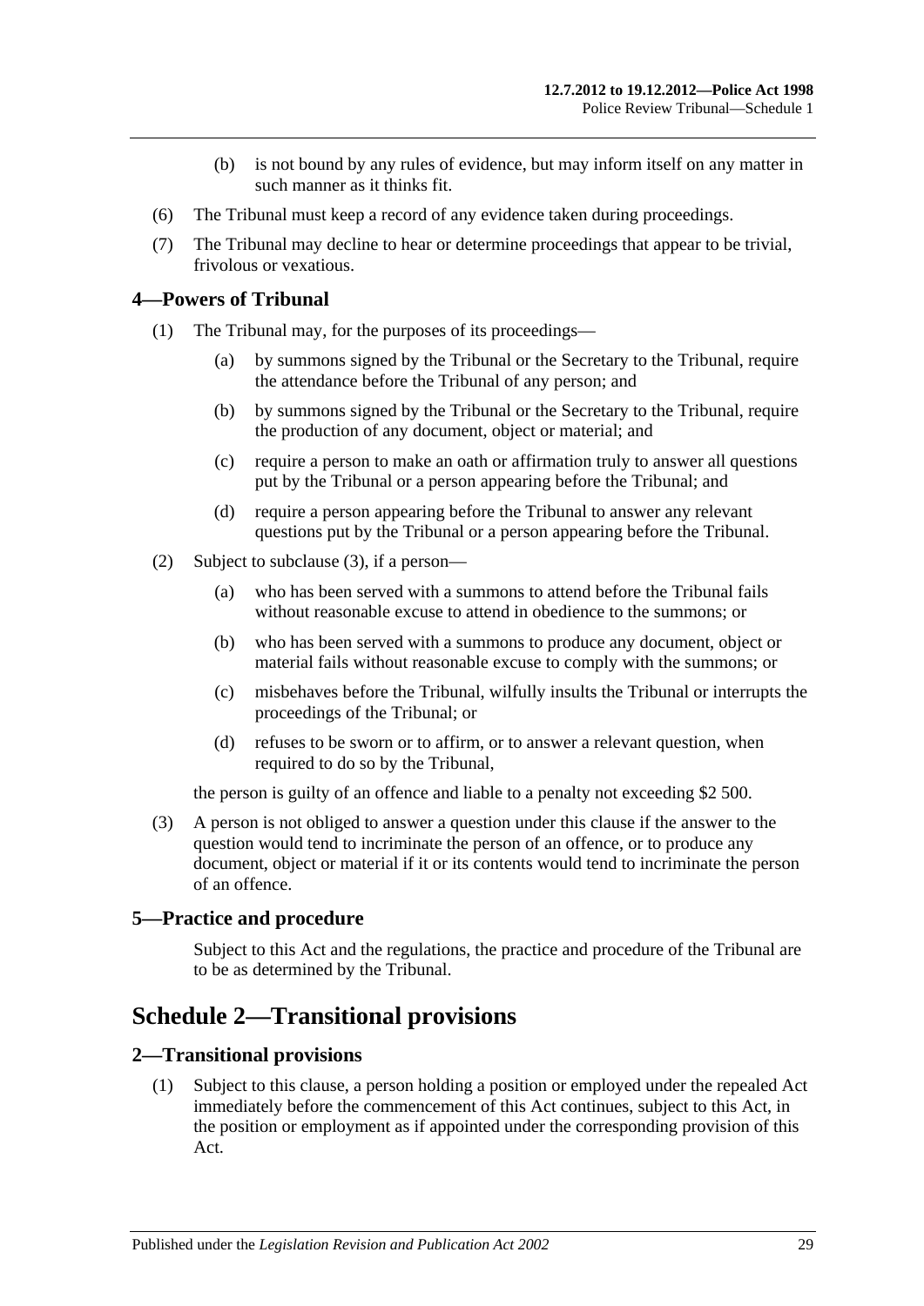(b) is not bound by any rules of evidence, but may inform itself on any matter in such manner as it thinks fit.

(6) The Tribunal must keep a record of any evidence taken during proceedings.

(7) The Tribunal may decline to hear or determine proceedings that appear to be trivial, frivolous or vexatious.

### 4—Powers of Tribunal

(1) The Tribunal may, for the purposes of its proceedings—

(a) by summons signed by the Tribunal or the Secretary to the Tribunal, require the attendance before the Tribunal of any person; and

(b) by summons signed by the Tribunal or the Secretary to the Tribunal, require the production of any document, object or material; and

(c) require a person to make an oath or affirmation truly to answer all questions put by the Tribunal or a person appearing before the Tribunal; and

(d) require a person appearing before the Tribunal to answer any relevant questions put by the Tribunal or a person appearing before the Tribunal.

(2) Subject to subclause (3), if a person—

(a) who has been served with a summons to attend before the Tribunal fails without reasonable excuse to attend in obedience to the summons; or

(b) who has been served with a summons to produce any document, object or material fails without reasonable excuse to comply with the summons; or

(c) misbehaves before the Tribunal, wilfully insults the Tribunal or interrupts the proceedings of the Tribunal; or

(d) refuses to be sworn or to affirm, or to answer a relevant question, when required to do so by the Tribunal,

the person is guilty of an offence and liable to a penalty not exceeding $2 500.

(3) A person is not obliged to answer a question under this clause if the answer to the question would tend to incriminate the person of an offence, or to produce any document, object or material if it or its contents would tend to incriminate the person of an offence.

### 5—Practice and procedure

Subject to this Act and the regulations, the practice and procedure of the Tribunal are to be as determined by the Tribunal.

## Schedule 2—Transitional provisions

### 2—Transitional provisions

(1) Subject to this clause, a person holding a position or employed under the repealed Act immediately before the commencement of this Act continues, subject to this Act, in the position or employment as if appointed under the corresponding provision of this Act.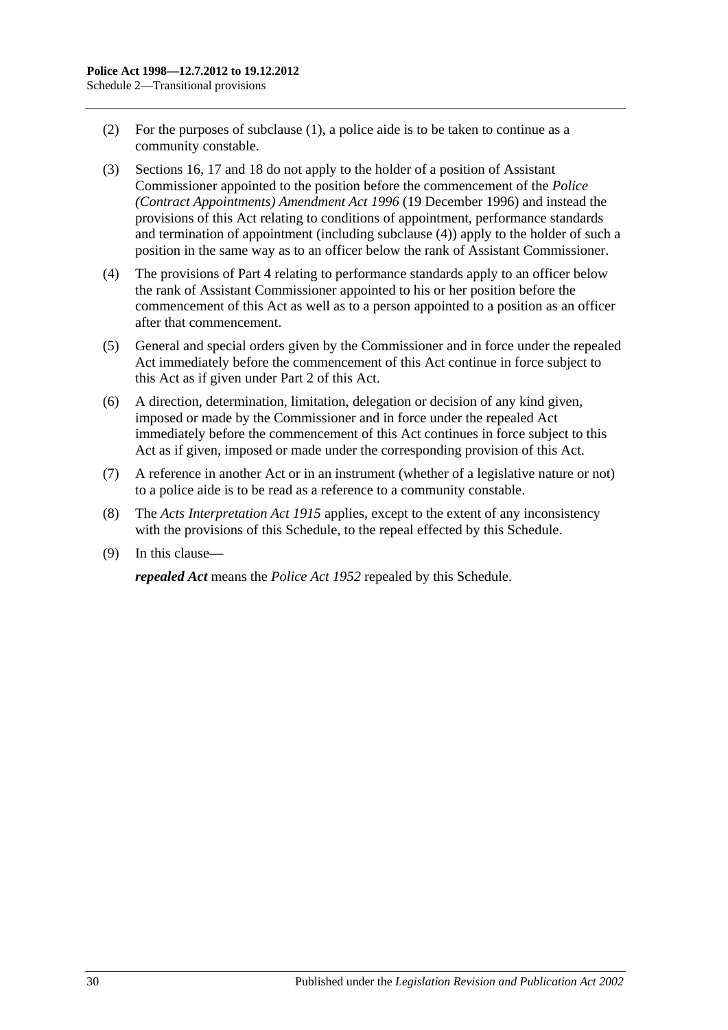(2) For the purposes of subclause (1), a police aide is to be taken to continue as a community constable.

(3) Sections 16, 17 and 18 do not apply to the holder of a position of Assistant Commissioner appointed to the position before the commencement of the *Police (Contract Appointments) Amendment Act 1996* (19 December 1996) and instead the provisions of this Act relating to conditions of appointment, performance standards and termination of appointment (including subclause (4)) apply to the holder of such a position in the same way as to an officer below the rank of Assistant Commissioner.

(4) The provisions of Part 4 relating to performance standards apply to an officer below the rank of Assistant Commissioner appointed to his or her position before the commencement of this Act as well as to a person appointed to a position as an officer after that commencement.

(5) General and special orders given by the Commissioner and in force under the repealed Act immediately before the commencement of this Act continue in force subject to this Act as if given under Part 2 of this Act.

(6) A direction, determination, limitation, delegation or decision of any kind given, imposed or made by the Commissioner and in force under the repealed Act immediately before the commencement of this Act continues in force subject to this Act as if given, imposed or made under the corresponding provision of this Act.

(7) A reference in another Act or in an instrument (whether of a legislative nature or not) to a police aide is to be read as a reference to a community constable.

(8) The *Acts Interpretation Act 1915* applies, except to the extent of any inconsistency with the provisions of this Schedule, to the repeal effected by this Schedule.

(9) In this clause—

***repealed Act*** means the *Police Act 1952* repealed by this Schedule.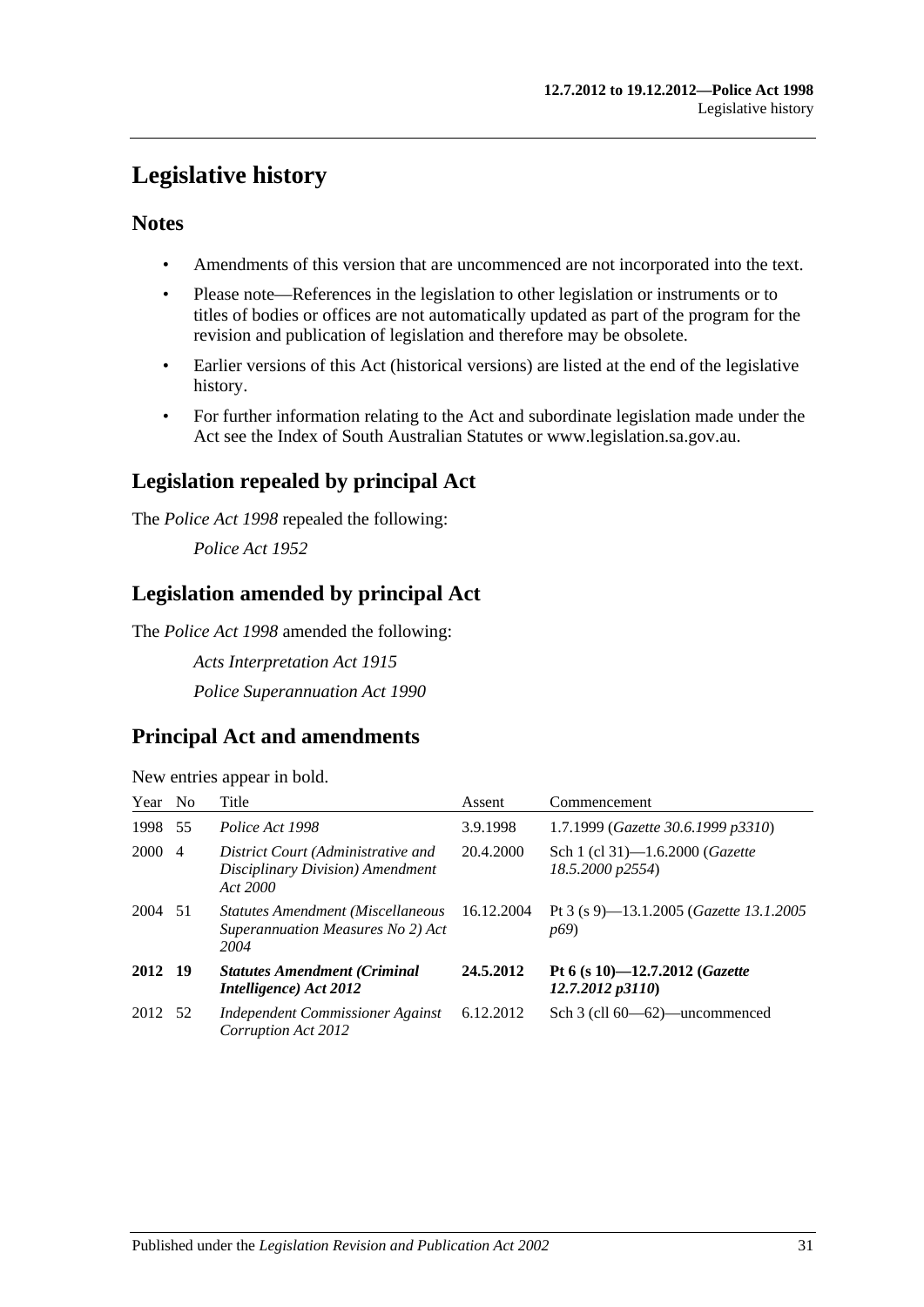# Legislative history

## Notes

- Amendments of this version that are uncommenced are not incorporated into the text.
- Please note—References in the legislation to other legislation or instruments or to titles of bodies or offices are not automatically updated as part of the program for the revision and publication of legislation and therefore may be obsolete.
- Earlier versions of this Act (historical versions) are listed at the end of the legislative history.
- For further information relating to the Act and subordinate legislation made under the Act see the Index of South Australian Statutes or www.legislation.sa.gov.au.

## Legislation repealed by principal Act

The *Police Act 1998* repealed the following:

*Police Act 1952*

## Legislation amended by principal Act

The *Police Act 1998* amended the following:

*Acts Interpretation Act 1915*

*Police Superannuation Act 1990*

## Principal Act and amendments

New entries appear in bold.

| Year | No | Title | Assent | Commencement |
|---|---|---|---|---|
| 1998 | 55 | *Police Act 1998* | 3.9.1998 | 1.7.1999 (*Gazette 30.6.1999 p3310*) |
| 2000 | 4 | *District Court (Administrative and Disciplinary Division) Amendment Act 2000* | 20.4.2000 | Sch 1 (cl 31)—1.6.2000 (*Gazette 18.5.2000 p2554*) |
| 2004 | 51 | *Statutes Amendment (Miscellaneous Superannuation Measures No 2) Act 2004* | 16.12.2004 | Pt 3 (s 9)—13.1.2005 (*Gazette 13.1.2005 p69*) |
| **2012** | **19** | ***Statutes Amendment (Criminal Intelligence) Act 2012*** | **24.5.2012** | **Pt 6 (s 10)—12.7.2012 (*Gazette 12.7.2012 p3110*)** |
| 2012 | 52 | *Independent Commissioner Against Corruption Act 2012* | 6.12.2012 | Sch 3 (cll 60—62)—uncommenced |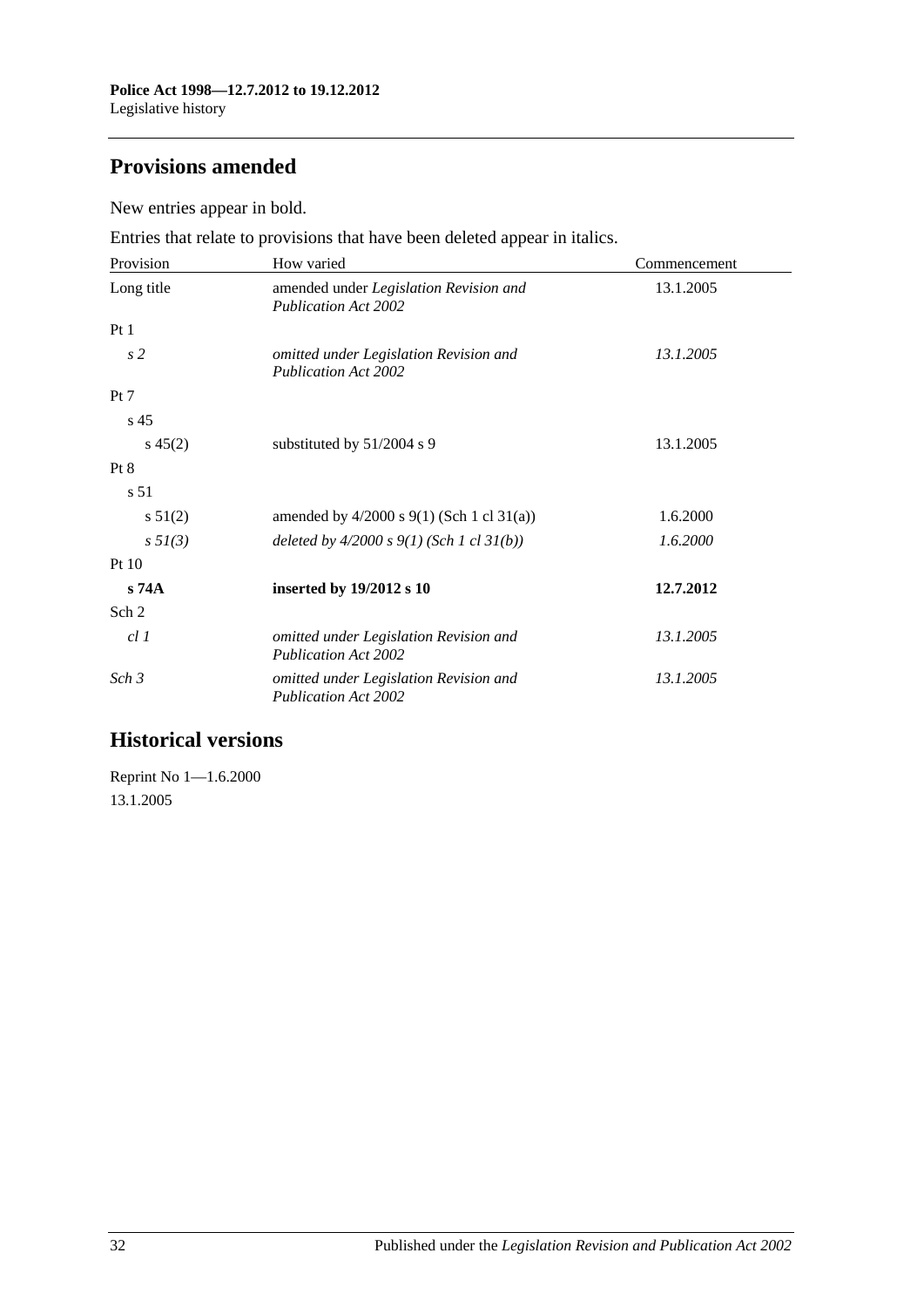## Provisions amended

New entries appear in bold.

Entries that relate to provisions that have been deleted appear in italics.

| Provision | How varied | Commencement |
|---|---|---|
| Long title | amended under *Legislation Revision and Publication Act 2002* | 13.1.2005 |
| Pt 1 | | |
| *s 2* | *omitted under Legislation Revision and Publication Act 2002* | *13.1.2005* |
| Pt 7 | | |
| s 45 | | |
| s 45(2) | substituted by 51/2004 s 9 | 13.1.2005 |
| Pt 8 | | |
| s 51 | | |
| s 51(2) | amended by 4/2000 s 9(1) (Sch 1 cl 31(a)) | 1.6.2000 |
| *s 51(3)* | *deleted by 4/2000 s 9(1) (Sch 1 cl 31(b))* | *1.6.2000* |
| Pt 10 | | |
| **s 74A** | **inserted by 19/2012 s 10** | **12.7.2012** |
| Sch 2 | | |
| *cl 1* | *omitted under Legislation Revision and Publication Act 2002* | *13.1.2005* |
| *Sch 3* | *omitted under Legislation Revision and Publication Act 2002* | *13.1.2005* |

## Historical versions

Reprint No 1—1.6.2000
13.1.2005